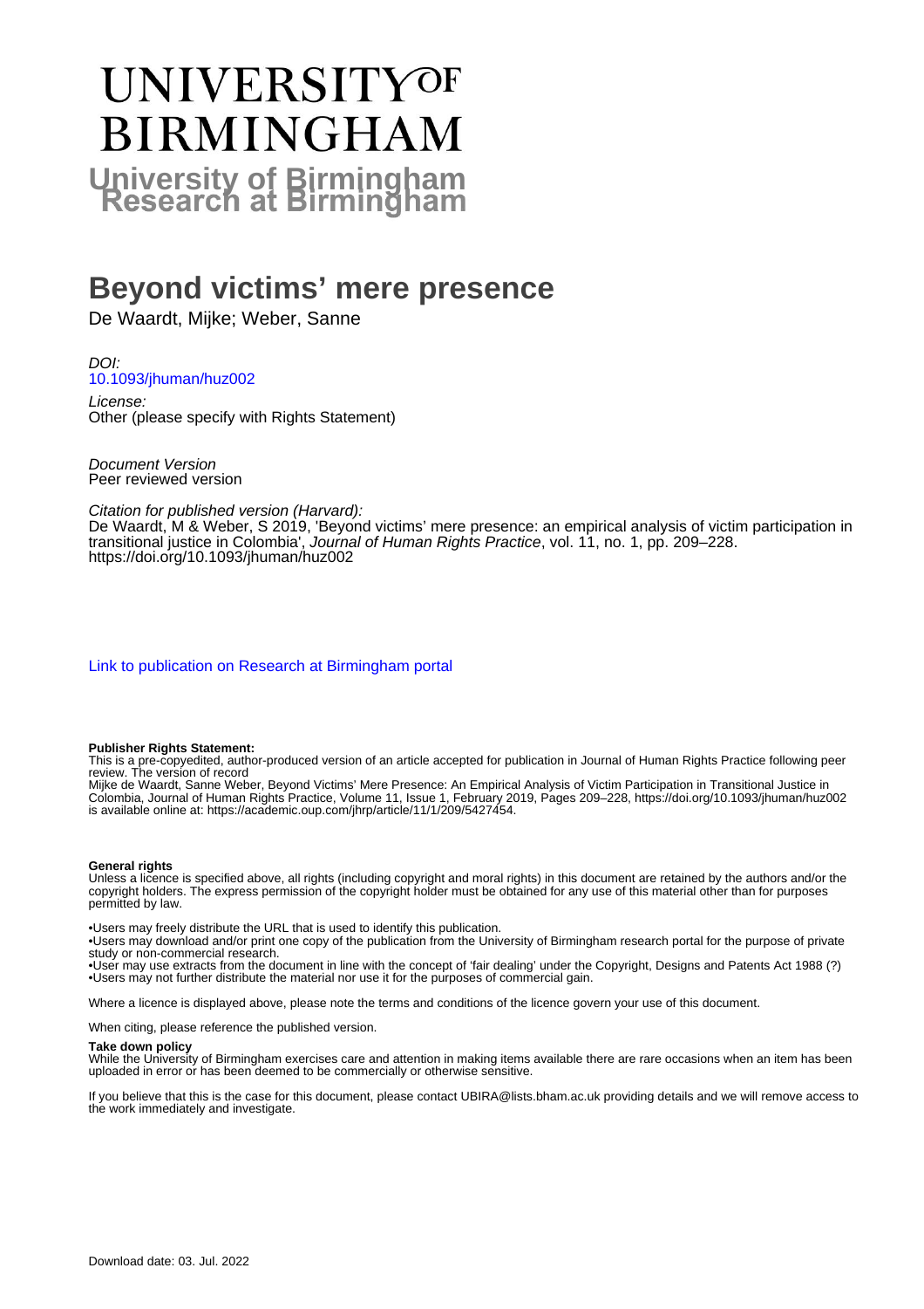# UNIVERSITY OF BIRMINGHAM

**University of Birmingham Research at Birmingham**

# Beyond victims' mere presence

De Waardt, Mijke; Weber, Sanne

*DOI:*
10.1093/jhuman/huz002

*License:*
Other (please specify with Rights Statement)

*Document Version*
Peer reviewed version

*Citation for published version (Harvard):*
De Waardt, M & Weber, S 2019, 'Beyond victims' mere presence: an empirical analysis of victim participation in transitional justice in Colombia', *Journal of Human Rights Practice*, vol. 11, no. 1, pp. 209–228. https://doi.org/10.1093/jhuman/huz002

Link to publication on Research at Birmingham portal

**Publisher Rights Statement:**
This is a pre-copyedited, author-produced version of an article accepted for publication in Journal of Human Rights Practice following peer review. The version of record
Mijke de Waardt, Sanne Weber, Beyond Victims' Mere Presence: An Empirical Analysis of Victim Participation in Transitional Justice in Colombia, Journal of Human Rights Practice, Volume 11, Issue 1, February 2019, Pages 209–228, https://doi.org/10.1093/jhuman/huz002 is available online at: https://academic.oup.com/jhrp/article/11/1/209/5427454.

**General rights**
Unless a licence is specified above, all rights (including copyright and moral rights) in this document are retained by the authors and/or the copyright holders. The express permission of the copyright holder must be obtained for any use of this material other than for purposes permitted by law.

•Users may freely distribute the URL that is used to identify this publication.
•Users may download and/or print one copy of the publication from the University of Birmingham research portal for the purpose of private study or non-commercial research.
•User may use extracts from the document in line with the concept of 'fair dealing' under the Copyright, Designs and Patents Act 1988 (?)
•Users may not further distribute the material nor use it for the purposes of commercial gain.

Where a licence is displayed above, please note the terms and conditions of the licence govern your use of this document.

When citing, please reference the published version.

**Take down policy**
While the University of Birmingham exercises care and attention in making items available there are rare occasions when an item has been uploaded in error or has been deemed to be commercially or otherwise sensitive.

If you believe that this is the case for this document, please contact UBIRA@lists.bham.ac.uk providing details and we will remove access to the work immediately and investigate.

Download date: 03. Jul. 2022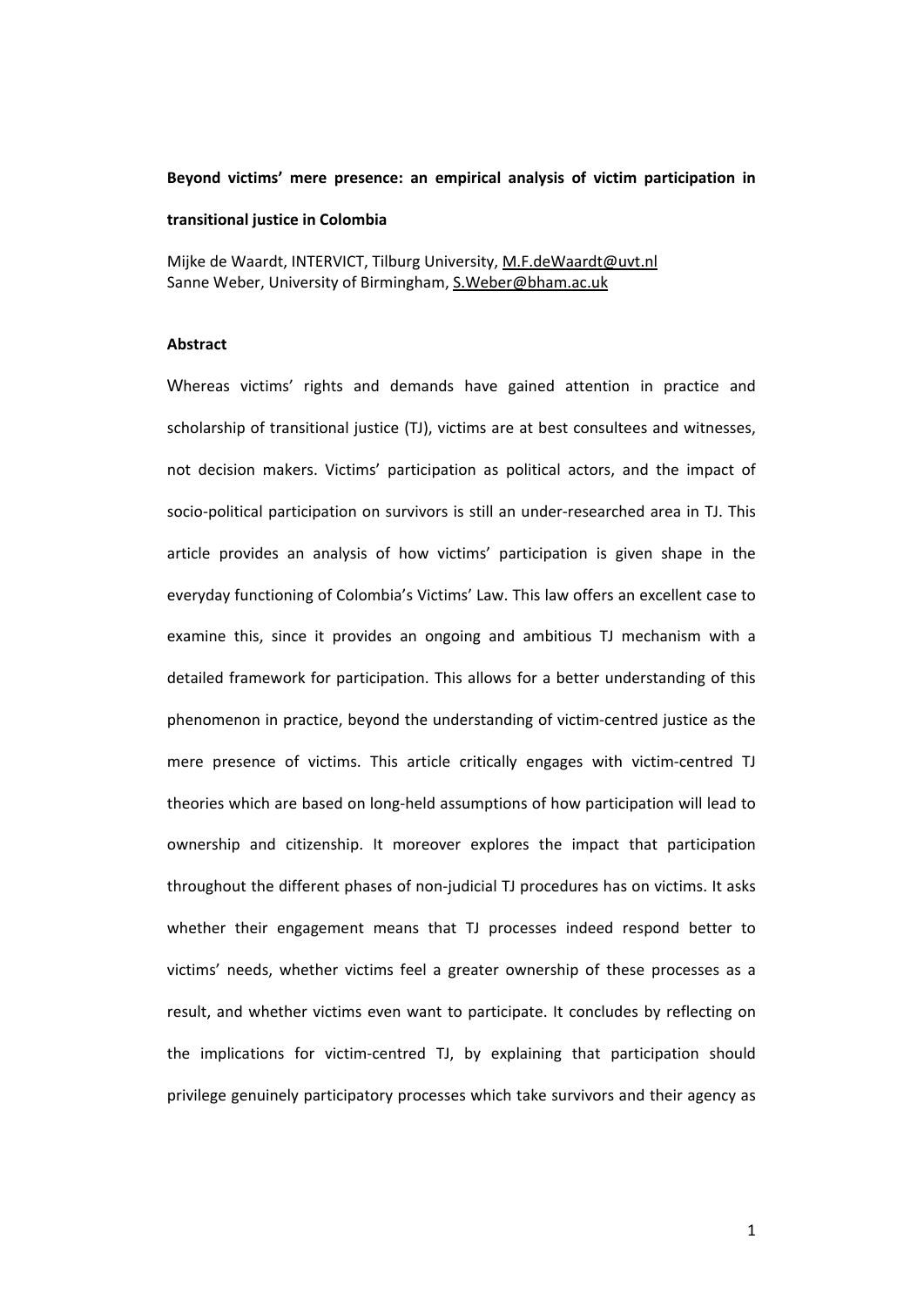**Beyond victims' mere presence: an empirical analysis of victim participation in transitional justice in Colombia**

Mijke de Waardt, INTERVICT, Tilburg University, M.F.deWaardt@uvt.nl
Sanne Weber, University of Birmingham, S.Weber@bham.ac.uk

**Abstract**

Whereas victims' rights and demands have gained attention in practice and scholarship of transitional justice (TJ), victims are at best consultees and witnesses, not decision makers. Victims' participation as political actors, and the impact of socio-political participation on survivors is still an under-researched area in TJ. This article provides an analysis of how victims' participation is given shape in the everyday functioning of Colombia's Victims' Law. This law offers an excellent case to examine this, since it provides an ongoing and ambitious TJ mechanism with a detailed framework for participation. This allows for a better understanding of this phenomenon in practice, beyond the understanding of victim-centred justice as the mere presence of victims. This article critically engages with victim-centred TJ theories which are based on long-held assumptions of how participation will lead to ownership and citizenship. It moreover explores the impact that participation throughout the different phases of non-judicial TJ procedures has on victims. It asks whether their engagement means that TJ processes indeed respond better to victims' needs, whether victims feel a greater ownership of these processes as a result, and whether victims even want to participate. It concludes by reflecting on the implications for victim-centred TJ, by explaining that participation should privilege genuinely participatory processes which take survivors and their agency as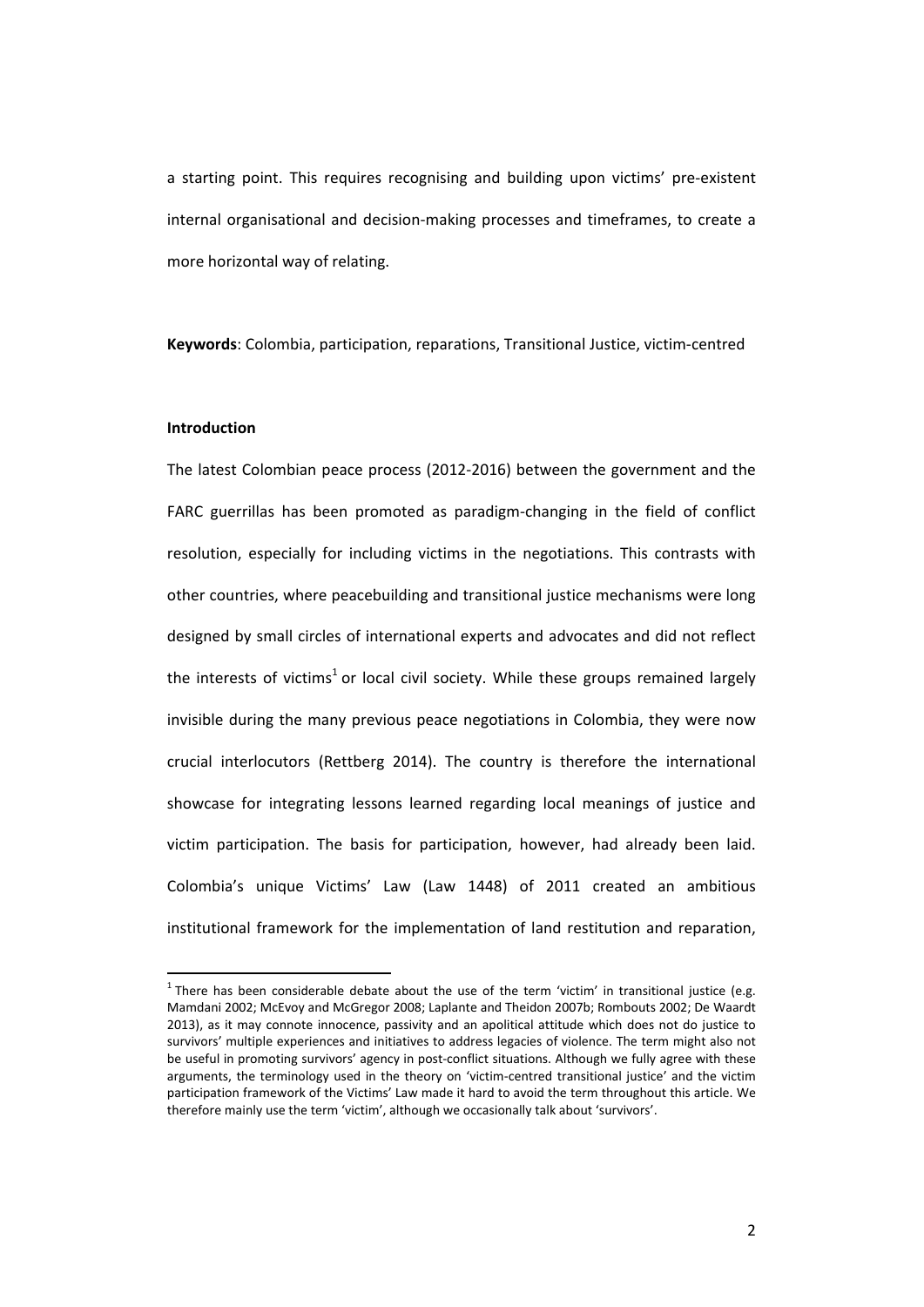a starting point. This requires recognising and building upon victims' pre-existent internal organisational and decision-making processes and timeframes, to create a more horizontal way of relating.

**Keywords**: Colombia, participation, reparations, Transitional Justice, victim-centred

## Introduction

The latest Colombian peace process (2012-2016) between the government and the FARC guerrillas has been promoted as paradigm-changing in the field of conflict resolution, especially for including victims in the negotiations. This contrasts with other countries, where peacebuilding and transitional justice mechanisms were long designed by small circles of international experts and advocates and did not reflect the interests of victims[1] or local civil society. While these groups remained largely invisible during the many previous peace negotiations in Colombia, they were now crucial interlocutors (Rettberg 2014). The country is therefore the international showcase for integrating lessons learned regarding local meanings of justice and victim participation. The basis for participation, however, had already been laid. Colombia's unique Victims' Law (Law 1448) of 2011 created an ambitious institutional framework for the implementation of land restitution and reparation,

[1] There has been considerable debate about the use of the term 'victim' in transitional justice (e.g. Mamdani 2002; McEvoy and McGregor 2008; Laplante and Theidon 2007b; Rombouts 2002; De Waardt 2013), as it may connote innocence, passivity and an apolitical attitude which does not do justice to survivors' multiple experiences and initiatives to address legacies of violence. The term might also not be useful in promoting survivors' agency in post-conflict situations. Although we fully agree with these arguments, the terminology used in the theory on 'victim-centred transitional justice' and the victim participation framework of the Victims' Law made it hard to avoid the term throughout this article. We therefore mainly use the term 'victim', although we occasionally talk about 'survivors'.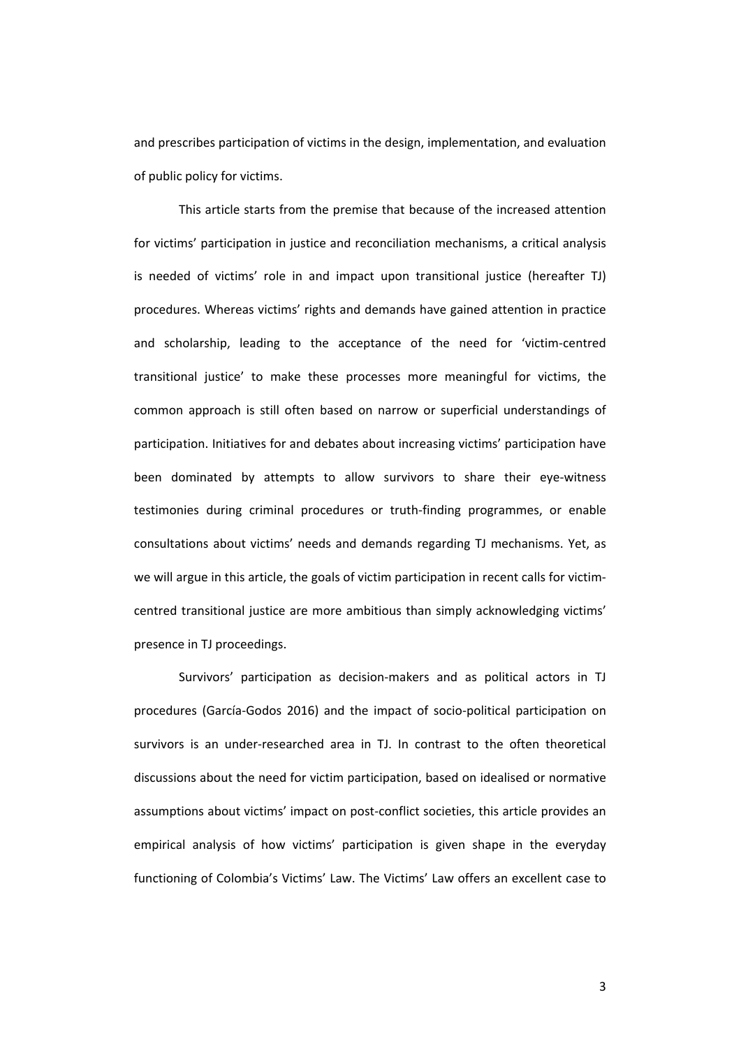and prescribes participation of victims in the design, implementation, and evaluation of public policy for victims.

This article starts from the premise that because of the increased attention for victims' participation in justice and reconciliation mechanisms, a critical analysis is needed of victims' role in and impact upon transitional justice (hereafter TJ) procedures. Whereas victims' rights and demands have gained attention in practice and scholarship, leading to the acceptance of the need for 'victim-centred transitional justice' to make these processes more meaningful for victims, the common approach is still often based on narrow or superficial understandings of participation. Initiatives for and debates about increasing victims' participation have been dominated by attempts to allow survivors to share their eye-witness testimonies during criminal procedures or truth-finding programmes, or enable consultations about victims' needs and demands regarding TJ mechanisms. Yet, as we will argue in this article, the goals of victim participation in recent calls for victim-centred transitional justice are more ambitious than simply acknowledging victims' presence in TJ proceedings.

Survivors' participation as decision-makers and as political actors in TJ procedures (García-Godos 2016) and the impact of socio-political participation on survivors is an under-researched area in TJ. In contrast to the often theoretical discussions about the need for victim participation, based on idealised or normative assumptions about victims' impact on post-conflict societies, this article provides an empirical analysis of how victims' participation is given shape in the everyday functioning of Colombia's Victims' Law. The Victims' Law offers an excellent case to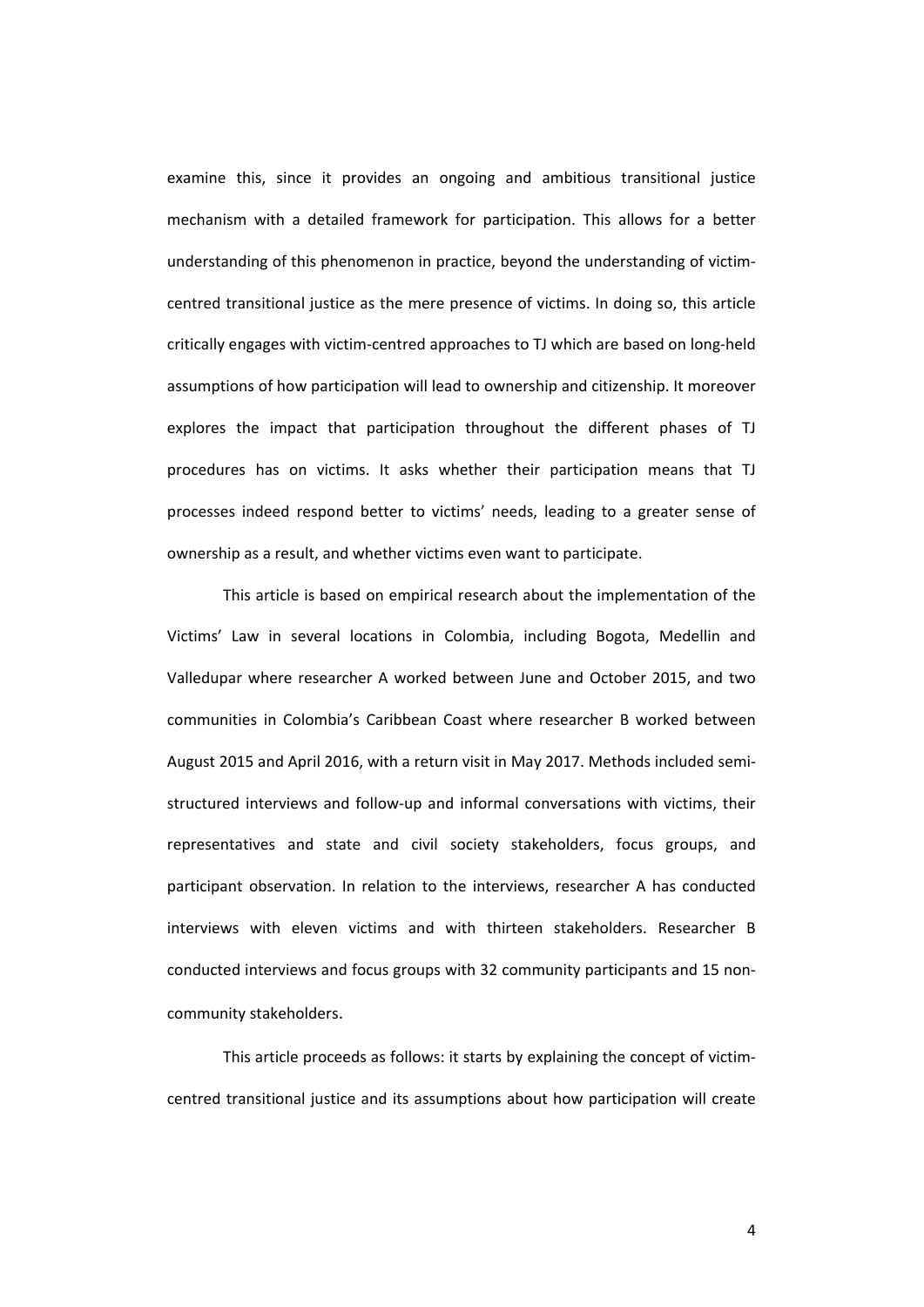examine this, since it provides an ongoing and ambitious transitional justice mechanism with a detailed framework for participation. This allows for a better understanding of this phenomenon in practice, beyond the understanding of victim-centred transitional justice as the mere presence of victims. In doing so, this article critically engages with victim-centred approaches to TJ which are based on long-held assumptions of how participation will lead to ownership and citizenship. It moreover explores the impact that participation throughout the different phases of TJ procedures has on victims. It asks whether their participation means that TJ processes indeed respond better to victims' needs, leading to a greater sense of ownership as a result, and whether victims even want to participate.

This article is based on empirical research about the implementation of the Victims' Law in several locations in Colombia, including Bogota, Medellin and Valledupar where researcher A worked between June and October 2015, and two communities in Colombia's Caribbean Coast where researcher B worked between August 2015 and April 2016, with a return visit in May 2017. Methods included semi-structured interviews and follow-up and informal conversations with victims, their representatives and state and civil society stakeholders, focus groups, and participant observation. In relation to the interviews, researcher A has conducted interviews with eleven victims and with thirteen stakeholders. Researcher B conducted interviews and focus groups with 32 community participants and 15 non-community stakeholders.

This article proceeds as follows: it starts by explaining the concept of victim-centred transitional justice and its assumptions about how participation will create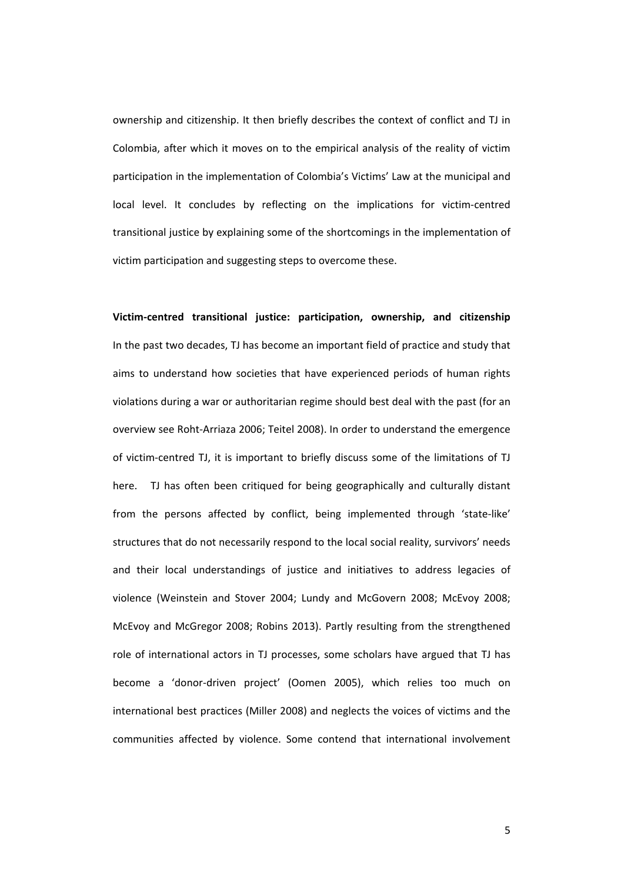ownership and citizenship. It then briefly describes the context of conflict and TJ in Colombia, after which it moves on to the empirical analysis of the reality of victim participation in the implementation of Colombia's Victims' Law at the municipal and local level. It concludes by reflecting on the implications for victim-centred transitional justice by explaining some of the shortcomings in the implementation of victim participation and suggesting steps to overcome these.

## Victim-centred transitional justice: participation, ownership, and citizenship

In the past two decades, TJ has become an important field of practice and study that aims to understand how societies that have experienced periods of human rights violations during a war or authoritarian regime should best deal with the past (for an overview see Roht-Arriaza 2006; Teitel 2008). In order to understand the emergence of victim-centred TJ, it is important to briefly discuss some of the limitations of TJ here. TJ has often been critiqued for being geographically and culturally distant from the persons affected by conflict, being implemented through 'state-like' structures that do not necessarily respond to the local social reality, survivors' needs and their local understandings of justice and initiatives to address legacies of violence (Weinstein and Stover 2004; Lundy and McGovern 2008; McEvoy 2008; McEvoy and McGregor 2008; Robins 2013). Partly resulting from the strengthened role of international actors in TJ processes, some scholars have argued that TJ has become a 'donor-driven project' (Oomen 2005), which relies too much on international best practices (Miller 2008) and neglects the voices of victims and the communities affected by violence. Some contend that international involvement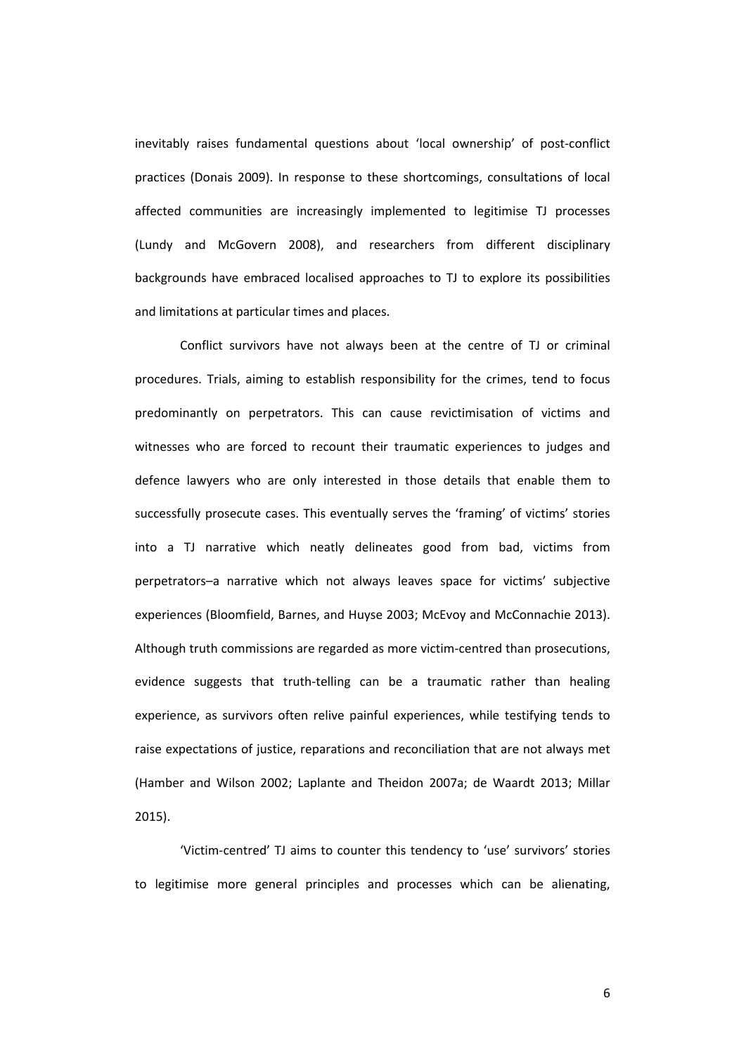inevitably raises fundamental questions about 'local ownership' of post-conflict practices (Donais 2009). In response to these shortcomings, consultations of local affected communities are increasingly implemented to legitimise TJ processes (Lundy and McGovern 2008), and researchers from different disciplinary backgrounds have embraced localised approaches to TJ to explore its possibilities and limitations at particular times and places.

Conflict survivors have not always been at the centre of TJ or criminal procedures. Trials, aiming to establish responsibility for the crimes, tend to focus predominantly on perpetrators. This can cause revictimisation of victims and witnesses who are forced to recount their traumatic experiences to judges and defence lawyers who are only interested in those details that enable them to successfully prosecute cases. This eventually serves the 'framing' of victims' stories into a TJ narrative which neatly delineates good from bad, victims from perpetrators–a narrative which not always leaves space for victims' subjective experiences (Bloomfield, Barnes, and Huyse 2003; McEvoy and McConnachie 2013). Although truth commissions are regarded as more victim-centred than prosecutions, evidence suggests that truth-telling can be a traumatic rather than healing experience, as survivors often relive painful experiences, while testifying tends to raise expectations of justice, reparations and reconciliation that are not always met (Hamber and Wilson 2002; Laplante and Theidon 2007a; de Waardt 2013; Millar 2015).

'Victim-centred' TJ aims to counter this tendency to 'use' survivors' stories to legitimise more general principles and processes which can be alienating,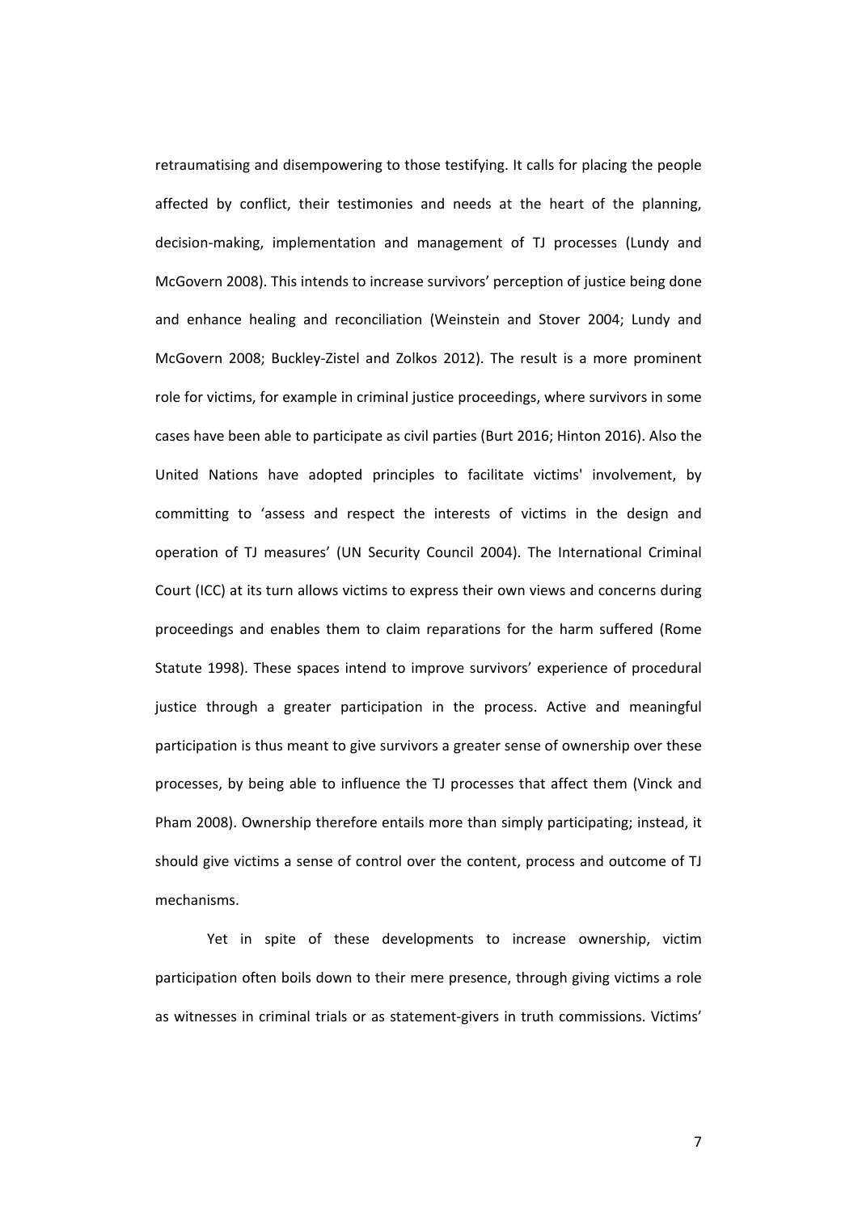retraumatising and disempowering to those testifying. It calls for placing the people affected by conflict, their testimonies and needs at the heart of the planning, decision-making, implementation and management of TJ processes (Lundy and McGovern 2008). This intends to increase survivors' perception of justice being done and enhance healing and reconciliation (Weinstein and Stover 2004; Lundy and McGovern 2008; Buckley-Zistel and Zolkos 2012). The result is a more prominent role for victims, for example in criminal justice proceedings, where survivors in some cases have been able to participate as civil parties (Burt 2016; Hinton 2016). Also the United Nations have adopted principles to facilitate victims' involvement, by committing to 'assess and respect the interests of victims in the design and operation of TJ measures' (UN Security Council 2004). The International Criminal Court (ICC) at its turn allows victims to express their own views and concerns during proceedings and enables them to claim reparations for the harm suffered (Rome Statute 1998). These spaces intend to improve survivors' experience of procedural justice through a greater participation in the process. Active and meaningful participation is thus meant to give survivors a greater sense of ownership over these processes, by being able to influence the TJ processes that affect them (Vinck and Pham 2008). Ownership therefore entails more than simply participating; instead, it should give victims a sense of control over the content, process and outcome of TJ mechanisms.

Yet in spite of these developments to increase ownership, victim participation often boils down to their mere presence, through giving victims a role as witnesses in criminal trials or as statement-givers in truth commissions. Victims'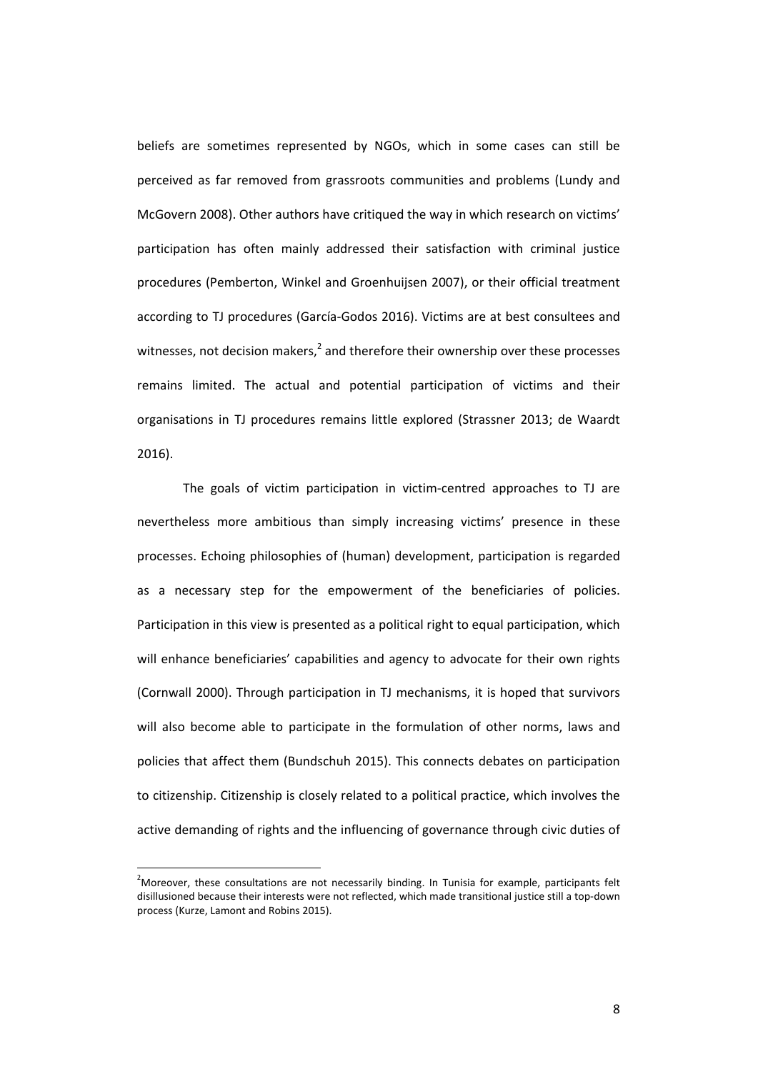beliefs are sometimes represented by NGOs, which in some cases can still be perceived as far removed from grassroots communities and problems (Lundy and McGovern 2008). Other authors have critiqued the way in which research on victims' participation has often mainly addressed their satisfaction with criminal justice procedures (Pemberton, Winkel and Groenhuijsen 2007), or their official treatment according to TJ procedures (García-Godos 2016). Victims are at best consultees and witnesses, not decision makers,[2] and therefore their ownership over these processes remains limited. The actual and potential participation of victims and their organisations in TJ procedures remains little explored (Strassner 2013; de Waardt 2016).

The goals of victim participation in victim-centred approaches to TJ are nevertheless more ambitious than simply increasing victims' presence in these processes. Echoing philosophies of (human) development, participation is regarded as a necessary step for the empowerment of the beneficiaries of policies. Participation in this view is presented as a political right to equal participation, which will enhance beneficiaries' capabilities and agency to advocate for their own rights (Cornwall 2000). Through participation in TJ mechanisms, it is hoped that survivors will also become able to participate in the formulation of other norms, laws and policies that affect them (Bundschuh 2015). This connects debates on participation to citizenship. Citizenship is closely related to a political practice, which involves the active demanding of rights and the influencing of governance through civic duties of

[2]Moreover, these consultations are not necessarily binding. In Tunisia for example, participants felt disillusioned because their interests were not reflected, which made transitional justice still a top-down process (Kurze, Lamont and Robins 2015).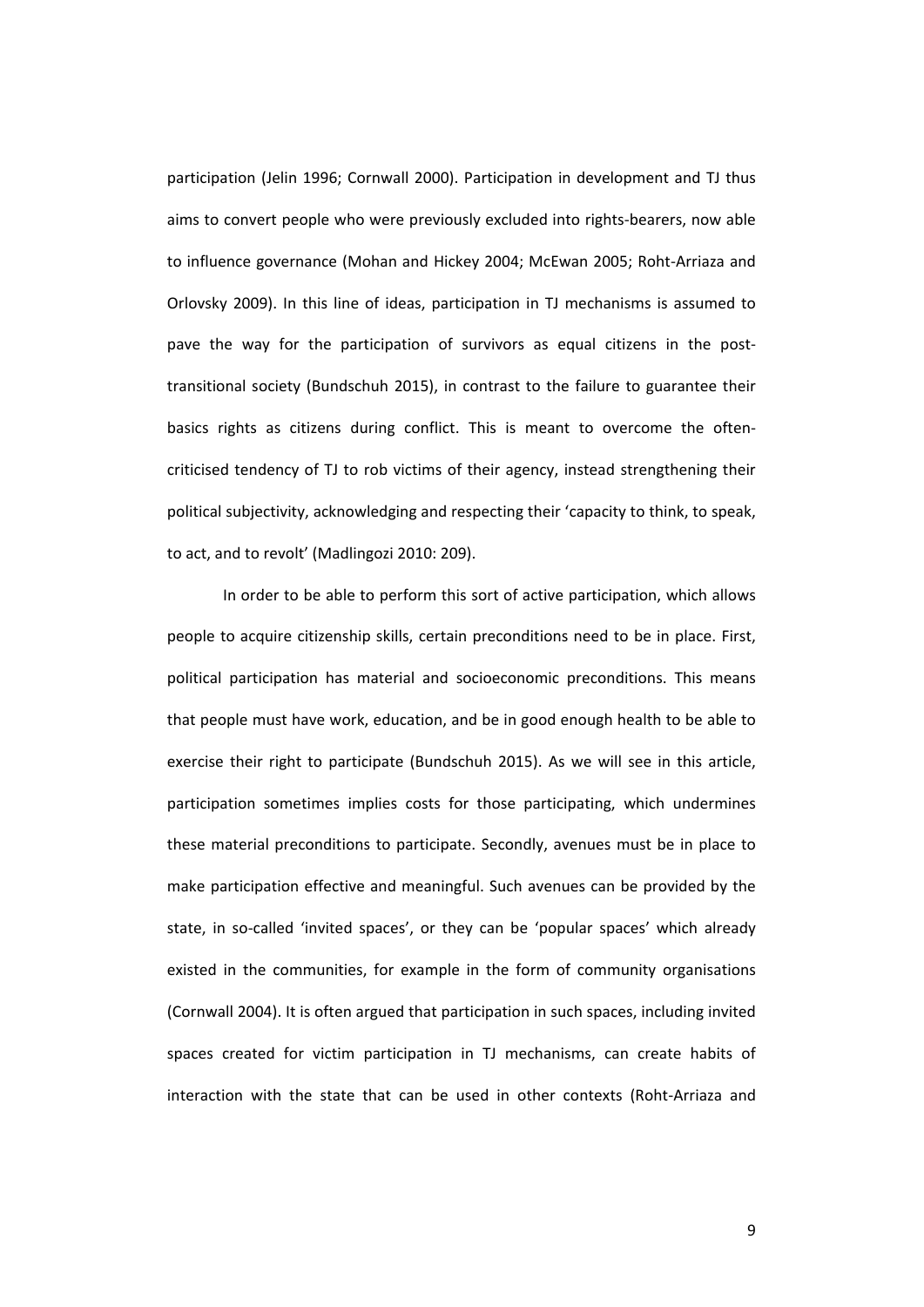participation (Jelin 1996; Cornwall 2000). Participation in development and TJ thus aims to convert people who were previously excluded into rights-bearers, now able to influence governance (Mohan and Hickey 2004; McEwan 2005; Roht-Arriaza and Orlovsky 2009). In this line of ideas, participation in TJ mechanisms is assumed to pave the way for the participation of survivors as equal citizens in the post-transitional society (Bundschuh 2015), in contrast to the failure to guarantee their basics rights as citizens during conflict. This is meant to overcome the often-criticised tendency of TJ to rob victims of their agency, instead strengthening their political subjectivity, acknowledging and respecting their 'capacity to think, to speak, to act, and to revolt' (Madlingozi 2010: 209).

In order to be able to perform this sort of active participation, which allows people to acquire citizenship skills, certain preconditions need to be in place. First, political participation has material and socioeconomic preconditions. This means that people must have work, education, and be in good enough health to be able to exercise their right to participate (Bundschuh 2015). As we will see in this article, participation sometimes implies costs for those participating, which undermines these material preconditions to participate. Secondly, avenues must be in place to make participation effective and meaningful. Such avenues can be provided by the state, in so-called 'invited spaces', or they can be 'popular spaces' which already existed in the communities, for example in the form of community organisations (Cornwall 2004). It is often argued that participation in such spaces, including invited spaces created for victim participation in TJ mechanisms, can create habits of interaction with the state that can be used in other contexts (Roht-Arriaza and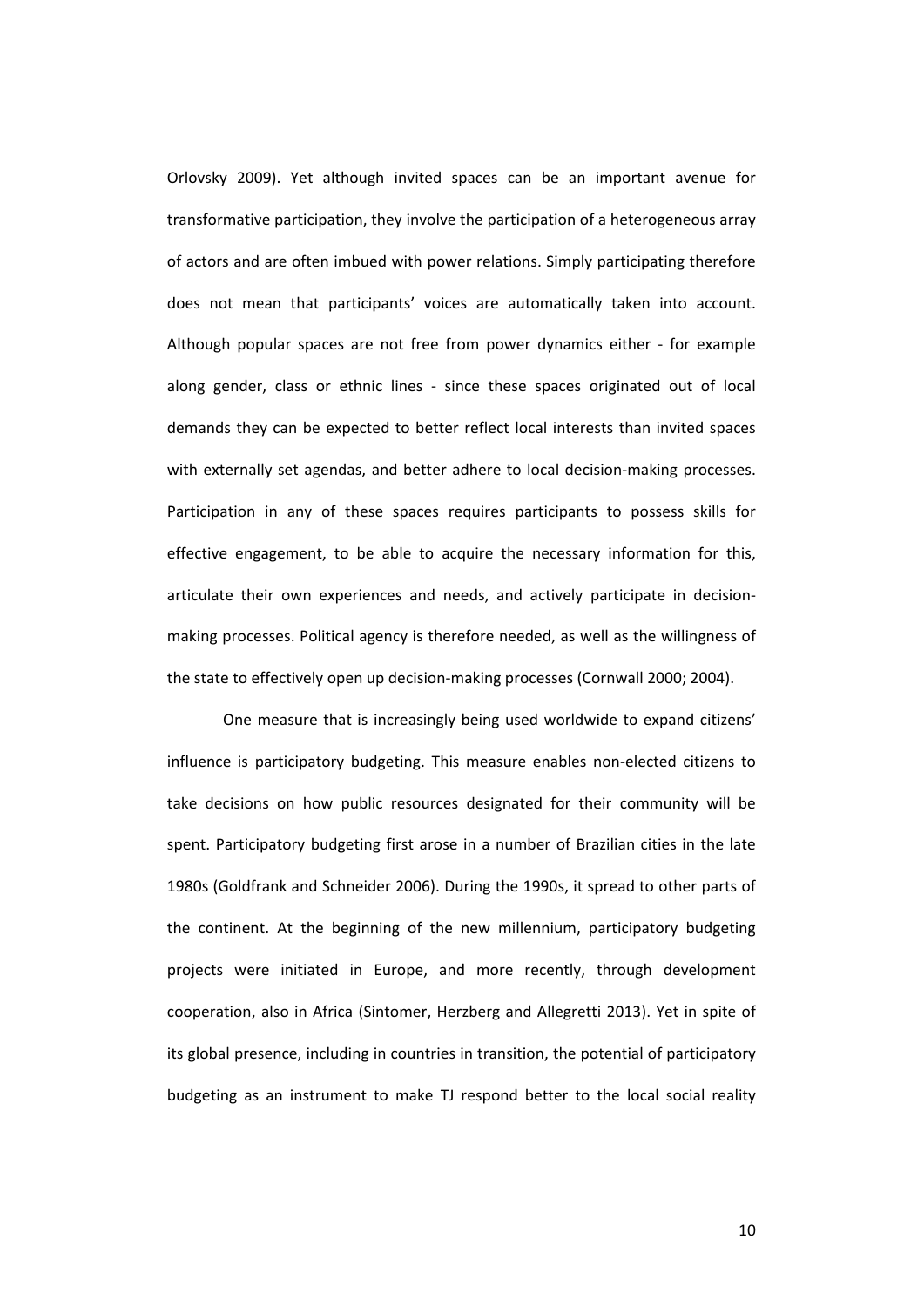Orlovsky 2009). Yet although invited spaces can be an important avenue for transformative participation, they involve the participation of a heterogeneous array of actors and are often imbued with power relations. Simply participating therefore does not mean that participants' voices are automatically taken into account. Although popular spaces are not free from power dynamics either - for example along gender, class or ethnic lines - since these spaces originated out of local demands they can be expected to better reflect local interests than invited spaces with externally set agendas, and better adhere to local decision-making processes. Participation in any of these spaces requires participants to possess skills for effective engagement, to be able to acquire the necessary information for this, articulate their own experiences and needs, and actively participate in decision-making processes. Political agency is therefore needed, as well as the willingness of the state to effectively open up decision-making processes (Cornwall 2000; 2004).

One measure that is increasingly being used worldwide to expand citizens' influence is participatory budgeting. This measure enables non-elected citizens to take decisions on how public resources designated for their community will be spent. Participatory budgeting first arose in a number of Brazilian cities in the late 1980s (Goldfrank and Schneider 2006). During the 1990s, it spread to other parts of the continent. At the beginning of the new millennium, participatory budgeting projects were initiated in Europe, and more recently, through development cooperation, also in Africa (Sintomer, Herzberg and Allegretti 2013). Yet in spite of its global presence, including in countries in transition, the potential of participatory budgeting as an instrument to make TJ respond better to the local social reality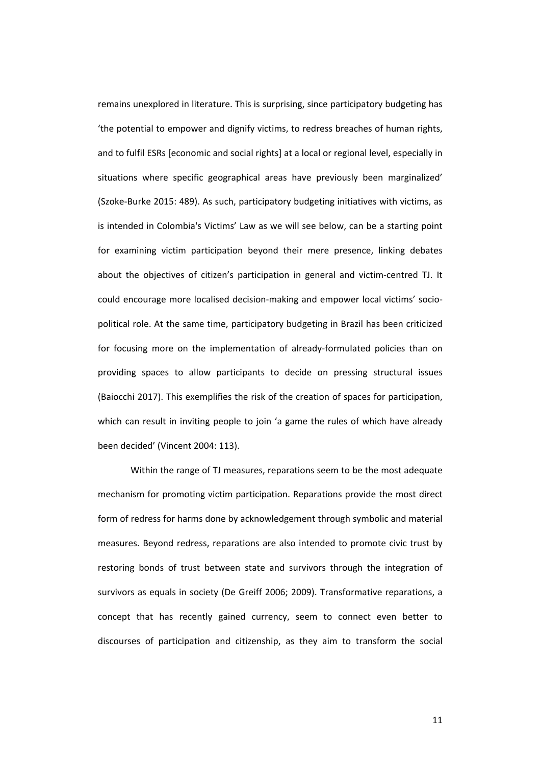remains unexplored in literature. This is surprising, since participatory budgeting has 'the potential to empower and dignify victims, to redress breaches of human rights, and to fulfil ESRs [economic and social rights] at a local or regional level, especially in situations where specific geographical areas have previously been marginalized' (Szoke-Burke 2015: 489). As such, participatory budgeting initiatives with victims, as is intended in Colombia's Victims' Law as we will see below, can be a starting point for examining victim participation beyond their mere presence, linking debates about the objectives of citizen's participation in general and victim-centred TJ. It could encourage more localised decision-making and empower local victims' socio-political role. At the same time, participatory budgeting in Brazil has been criticized for focusing more on the implementation of already-formulated policies than on providing spaces to allow participants to decide on pressing structural issues (Baiocchi 2017). This exemplifies the risk of the creation of spaces for participation, which can result in inviting people to join 'a game the rules of which have already been decided' (Vincent 2004: 113).

Within the range of TJ measures, reparations seem to be the most adequate mechanism for promoting victim participation. Reparations provide the most direct form of redress for harms done by acknowledgement through symbolic and material measures. Beyond redress, reparations are also intended to promote civic trust by restoring bonds of trust between state and survivors through the integration of survivors as equals in society (De Greiff 2006; 2009). Transformative reparations, a concept that has recently gained currency, seem to connect even better to discourses of participation and citizenship, as they aim to transform the social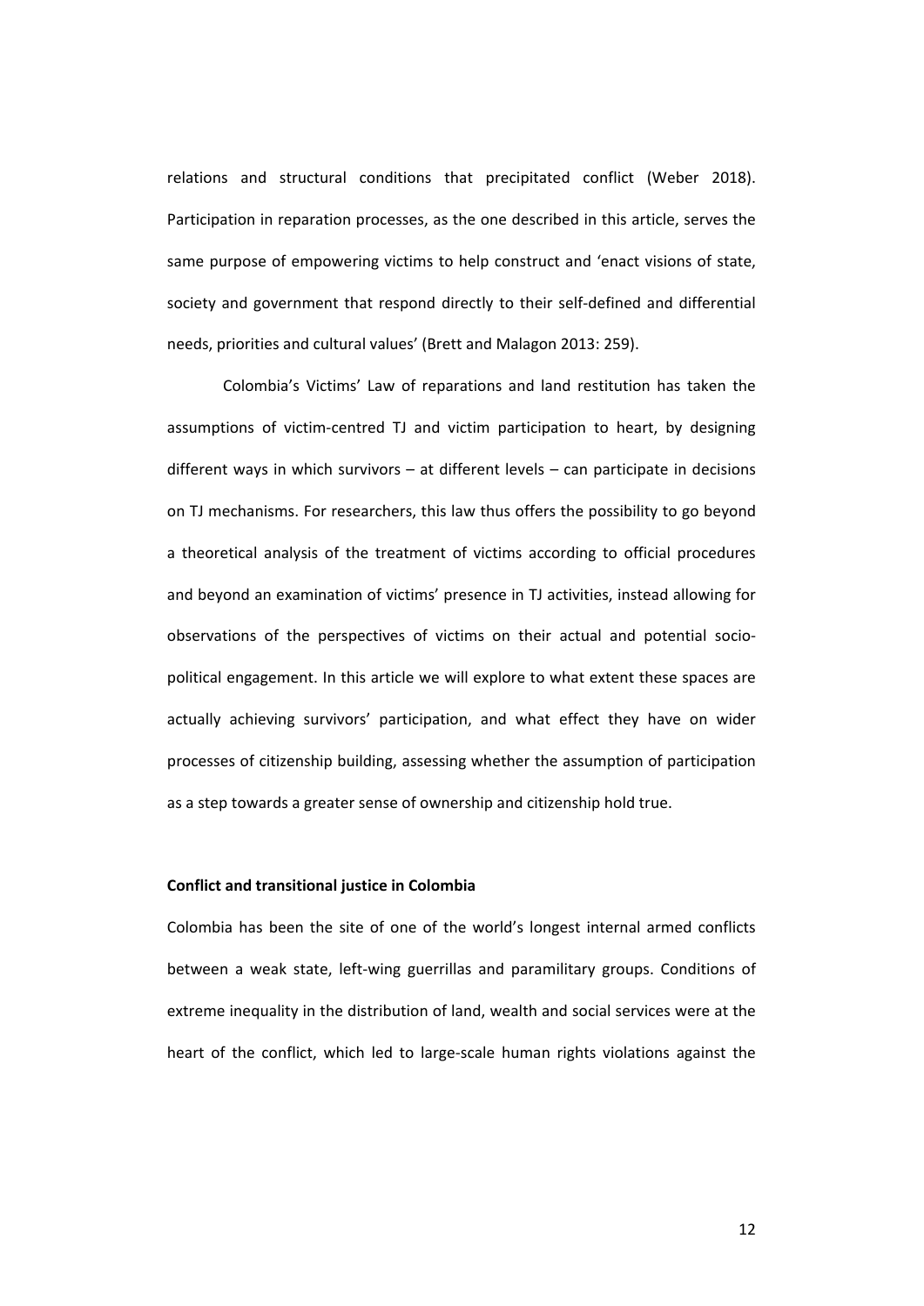relations and structural conditions that precipitated conflict (Weber 2018). Participation in reparation processes, as the one described in this article, serves the same purpose of empowering victims to help construct and 'enact visions of state, society and government that respond directly to their self-defined and differential needs, priorities and cultural values' (Brett and Malagon 2013: 259).

Colombia's Victims' Law of reparations and land restitution has taken the assumptions of victim-centred TJ and victim participation to heart, by designing different ways in which survivors – at different levels – can participate in decisions on TJ mechanisms. For researchers, this law thus offers the possibility to go beyond a theoretical analysis of the treatment of victims according to official procedures and beyond an examination of victims' presence in TJ activities, instead allowing for observations of the perspectives of victims on their actual and potential socio-political engagement. In this article we will explore to what extent these spaces are actually achieving survivors' participation, and what effect they have on wider processes of citizenship building, assessing whether the assumption of participation as a step towards a greater sense of ownership and citizenship hold true.

## Conflict and transitional justice in Colombia

Colombia has been the site of one of the world's longest internal armed conflicts between a weak state, left-wing guerrillas and paramilitary groups. Conditions of extreme inequality in the distribution of land, wealth and social services were at the heart of the conflict, which led to large-scale human rights violations against the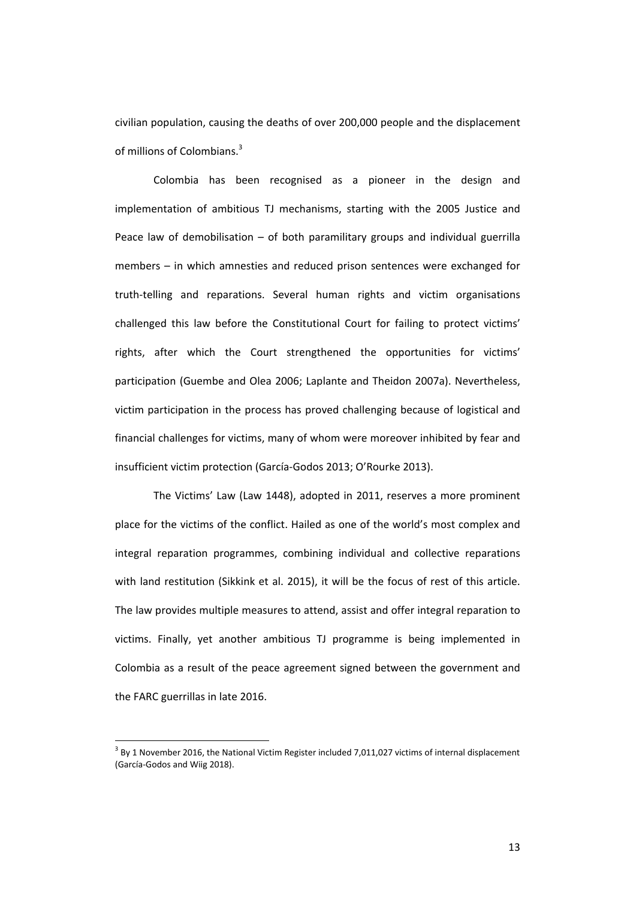civilian population, causing the deaths of over 200,000 people and the displacement of millions of Colombians.[3]

Colombia has been recognised as a pioneer in the design and implementation of ambitious TJ mechanisms, starting with the 2005 Justice and Peace law of demobilisation – of both paramilitary groups and individual guerrilla members – in which amnesties and reduced prison sentences were exchanged for truth-telling and reparations. Several human rights and victim organisations challenged this law before the Constitutional Court for failing to protect victims' rights, after which the Court strengthened the opportunities for victims' participation (Guembe and Olea 2006; Laplante and Theidon 2007a). Nevertheless, victim participation in the process has proved challenging because of logistical and financial challenges for victims, many of whom were moreover inhibited by fear and insufficient victim protection (García-Godos 2013; O'Rourke 2013).

The Victims' Law (Law 1448), adopted in 2011, reserves a more prominent place for the victims of the conflict. Hailed as one of the world's most complex and integral reparation programmes, combining individual and collective reparations with land restitution (Sikkink et al. 2015), it will be the focus of rest of this article. The law provides multiple measures to attend, assist and offer integral reparation to victims. Finally, yet another ambitious TJ programme is being implemented in Colombia as a result of the peace agreement signed between the government and the FARC guerrillas in late 2016.

[3] By 1 November 2016, the National Victim Register included 7,011,027 victims of internal displacement (García-Godos and Wiig 2018).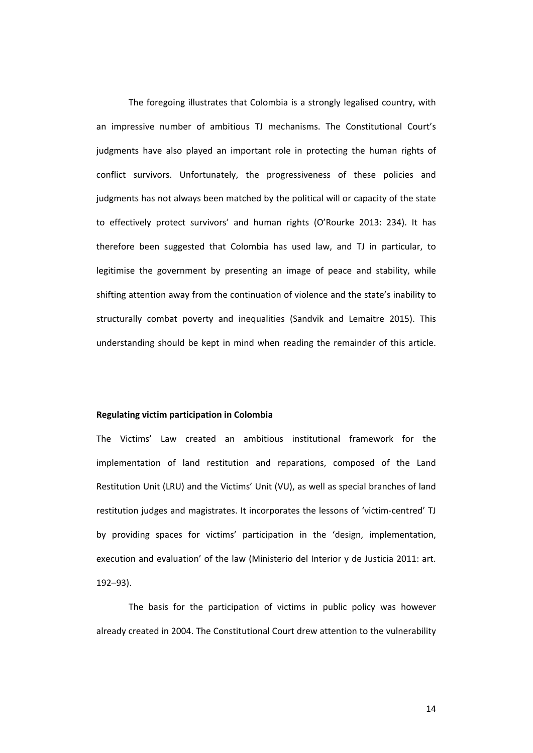The foregoing illustrates that Colombia is a strongly legalised country, with an impressive number of ambitious TJ mechanisms. The Constitutional Court's judgments have also played an important role in protecting the human rights of conflict survivors. Unfortunately, the progressiveness of these policies and judgments has not always been matched by the political will or capacity of the state to effectively protect survivors' and human rights (O'Rourke 2013: 234). It has therefore been suggested that Colombia has used law, and TJ in particular, to legitimise the government by presenting an image of peace and stability, while shifting attention away from the continuation of violence and the state's inability to structurally combat poverty and inequalities (Sandvik and Lemaitre 2015). This understanding should be kept in mind when reading the remainder of this article.

**Regulating victim participation in Colombia**

The Victims' Law created an ambitious institutional framework for the implementation of land restitution and reparations, composed of the Land Restitution Unit (LRU) and the Victims' Unit (VU), as well as special branches of land restitution judges and magistrates. It incorporates the lessons of 'victim-centred' TJ by providing spaces for victims' participation in the 'design, implementation, execution and evaluation' of the law (Ministerio del Interior y de Justicia 2011: art. 192–93).

The basis for the participation of victims in public policy was however already created in 2004. The Constitutional Court drew attention to the vulnerability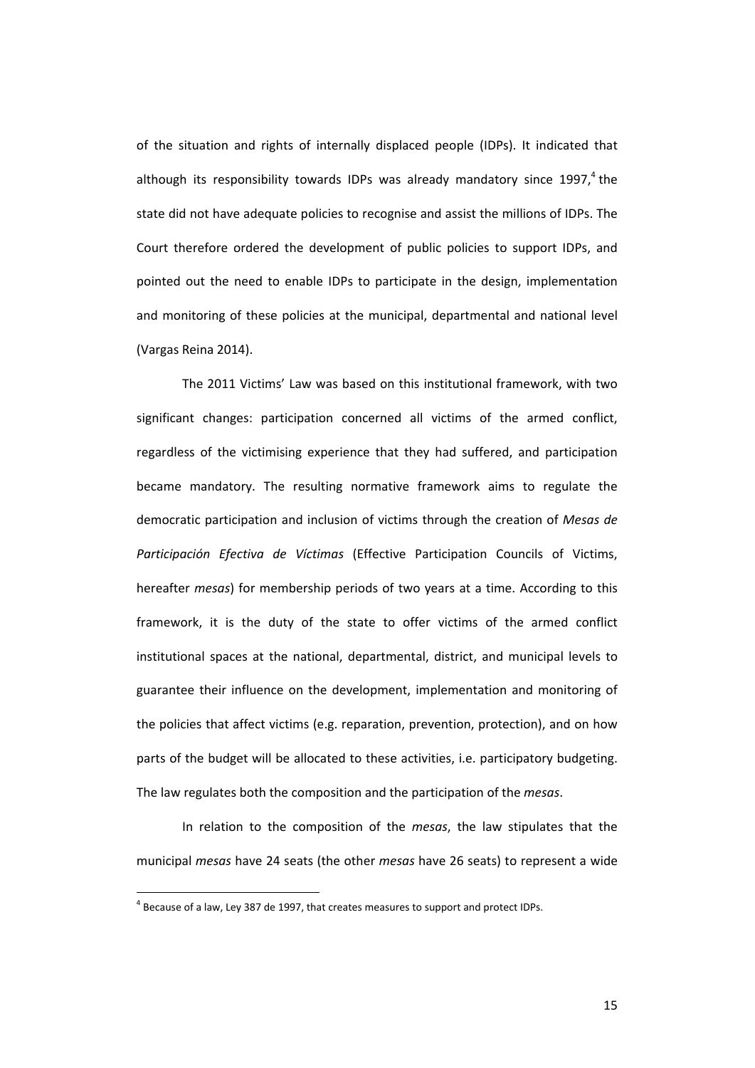of the situation and rights of internally displaced people (IDPs). It indicated that although its responsibility towards IDPs was already mandatory since 1997,[4] the state did not have adequate policies to recognise and assist the millions of IDPs. The Court therefore ordered the development of public policies to support IDPs, and pointed out the need to enable IDPs to participate in the design, implementation and monitoring of these policies at the municipal, departmental and national level (Vargas Reina 2014).

The 2011 Victims' Law was based on this institutional framework, with two significant changes: participation concerned all victims of the armed conflict, regardless of the victimising experience that they had suffered, and participation became mandatory. The resulting normative framework aims to regulate the democratic participation and inclusion of victims through the creation of *Mesas de Participación Efectiva de Víctimas* (Effective Participation Councils of Victims, hereafter *mesas*) for membership periods of two years at a time. According to this framework, it is the duty of the state to offer victims of the armed conflict institutional spaces at the national, departmental, district, and municipal levels to guarantee their influence on the development, implementation and monitoring of the policies that affect victims (e.g. reparation, prevention, protection), and on how parts of the budget will be allocated to these activities, i.e. participatory budgeting. The law regulates both the composition and the participation of the *mesas*.

In relation to the composition of the *mesas*, the law stipulates that the municipal *mesas* have 24 seats (the other *mesas* have 26 seats) to represent a wide

[4] Because of a law, Ley 387 de 1997, that creates measures to support and protect IDPs.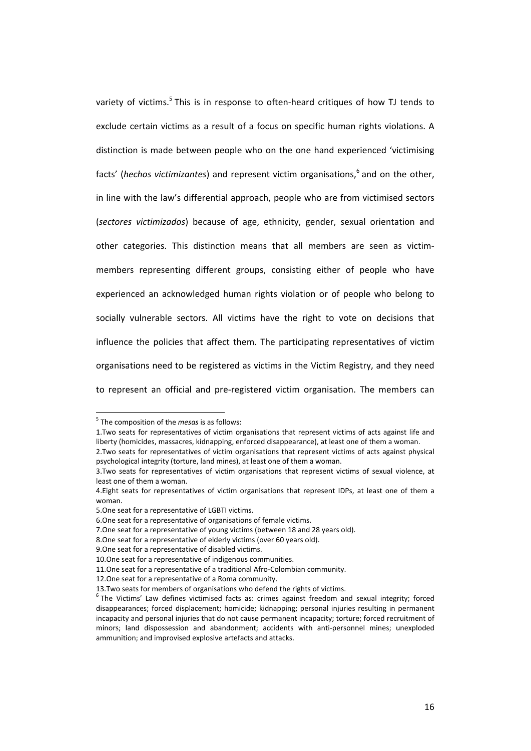variety of victims.[5] This is in response to often-heard critiques of how TJ tends to exclude certain victims as a result of a focus on specific human rights violations. A distinction is made between people who on the one hand experienced 'victimising facts' (*hechos victimizantes*) and represent victim organisations,[6] and on the other, in line with the law's differential approach, people who are from victimised sectors (*sectores victimizados*) because of age, ethnicity, gender, sexual orientation and other categories. This distinction means that all members are seen as victim-members representing different groups, consisting either of people who have experienced an acknowledged human rights violation or of people who belong to socially vulnerable sectors. All victims have the right to vote on decisions that influence the policies that affect them. The participating representatives of victim organisations need to be registered as victims in the Victim Registry, and they need to represent an official and pre-registered victim organisation. The members can

---

[5] The composition of the *mesas* is as follows:

1. Two seats for representatives of victim organisations that represent victims of acts against life and liberty (homicides, massacres, kidnapping, enforced disappearance), at least one of them a woman.
2. Two seats for representatives of victim organisations that represent victims of acts against physical psychological integrity (torture, land mines), at least one of them a woman.
3. Two seats for representatives of victim organisations that represent victims of sexual violence, at least one of them a woman.
4. Eight seats for representatives of victim organisations that represent IDPs, at least one of them a woman.
5. One seat for a representative of LGBTI victims.
6. One seat for a representative of organisations of female victims.
7. One seat for a representative of young victims (between 18 and 28 years old).
8. One seat for a representative of elderly victims (over 60 years old).
9. One seat for a representative of disabled victims.
10. One seat for a representative of indigenous communities.
11. One seat for a representative of a traditional Afro-Colombian community.
12. One seat for a representative of a Roma community.
13. Two seats for members of organisations who defend the rights of victims.

[6] The Victims' Law defines victimised facts as: crimes against freedom and sexual integrity; forced disappearances; forced displacement; homicide; kidnapping; personal injuries resulting in permanent incapacity and personal injuries that do not cause permanent incapacity; torture; forced recruitment of minors; land dispossession and abandonment; accidents with anti-personnel mines; unexploded ammunition; and improvised explosive artefacts and attacks.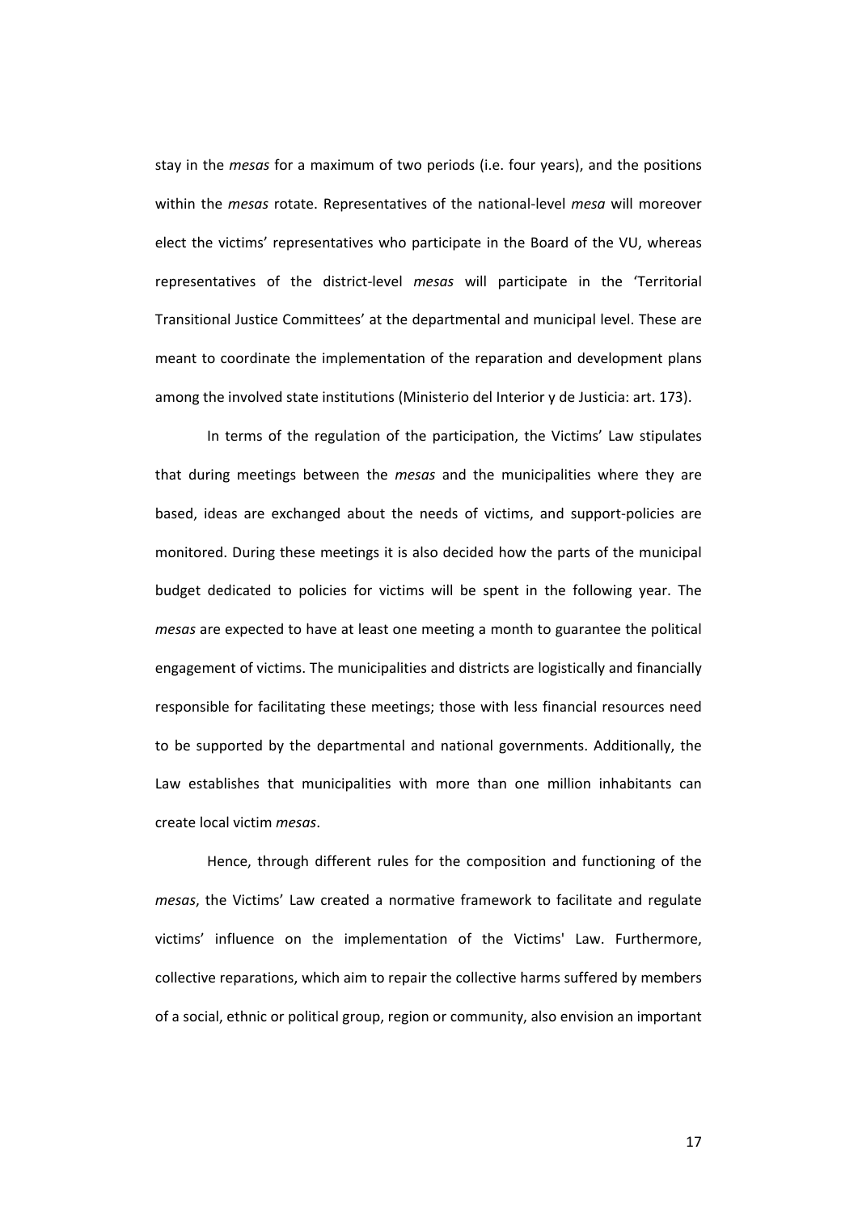stay in the *mesas* for a maximum of two periods (i.e. four years), and the positions within the *mesas* rotate. Representatives of the national-level *mesa* will moreover elect the victims' representatives who participate in the Board of the VU, whereas representatives of the district-level *mesas* will participate in the 'Territorial Transitional Justice Committees' at the departmental and municipal level. These are meant to coordinate the implementation of the reparation and development plans among the involved state institutions (Ministerio del Interior y de Justicia: art. 173).

In terms of the regulation of the participation, the Victims' Law stipulates that during meetings between the *mesas* and the municipalities where they are based, ideas are exchanged about the needs of victims, and support-policies are monitored. During these meetings it is also decided how the parts of the municipal budget dedicated to policies for victims will be spent in the following year. The *mesas* are expected to have at least one meeting a month to guarantee the political engagement of victims. The municipalities and districts are logistically and financially responsible for facilitating these meetings; those with less financial resources need to be supported by the departmental and national governments. Additionally, the Law establishes that municipalities with more than one million inhabitants can create local victim *mesas*.

Hence, through different rules for the composition and functioning of the *mesas*, the Victims' Law created a normative framework to facilitate and regulate victims' influence on the implementation of the Victims' Law. Furthermore, collective reparations, which aim to repair the collective harms suffered by members of a social, ethnic or political group, region or community, also envision an important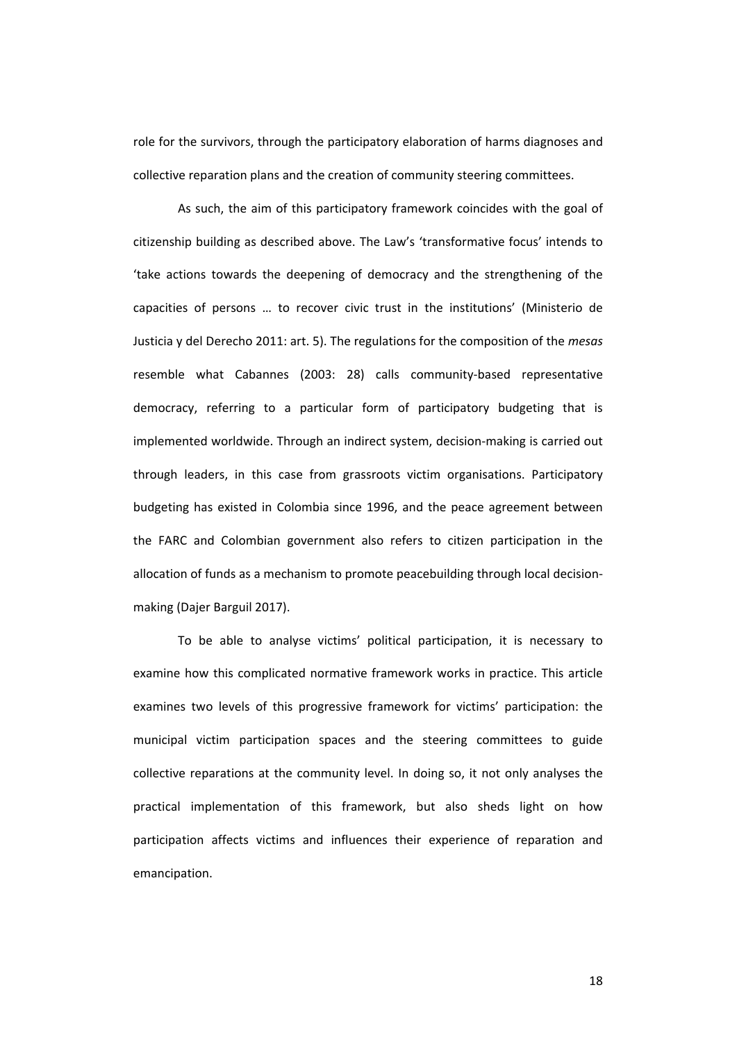role for the survivors, through the participatory elaboration of harms diagnoses and collective reparation plans and the creation of community steering committees.

As such, the aim of this participatory framework coincides with the goal of citizenship building as described above. The Law's 'transformative focus' intends to 'take actions towards the deepening of democracy and the strengthening of the capacities of persons … to recover civic trust in the institutions' (Ministerio de Justicia y del Derecho 2011: art. 5). The regulations for the composition of the *mesas* resemble what Cabannes (2003: 28) calls community-based representative democracy, referring to a particular form of participatory budgeting that is implemented worldwide. Through an indirect system, decision-making is carried out through leaders, in this case from grassroots victim organisations. Participatory budgeting has existed in Colombia since 1996, and the peace agreement between the FARC and Colombian government also refers to citizen participation in the allocation of funds as a mechanism to promote peacebuilding through local decision-making (Dajer Barguil 2017).

To be able to analyse victims' political participation, it is necessary to examine how this complicated normative framework works in practice. This article examines two levels of this progressive framework for victims' participation: the municipal victim participation spaces and the steering committees to guide collective reparations at the community level. In doing so, it not only analyses the practical implementation of this framework, but also sheds light on how participation affects victims and influences their experience of reparation and emancipation.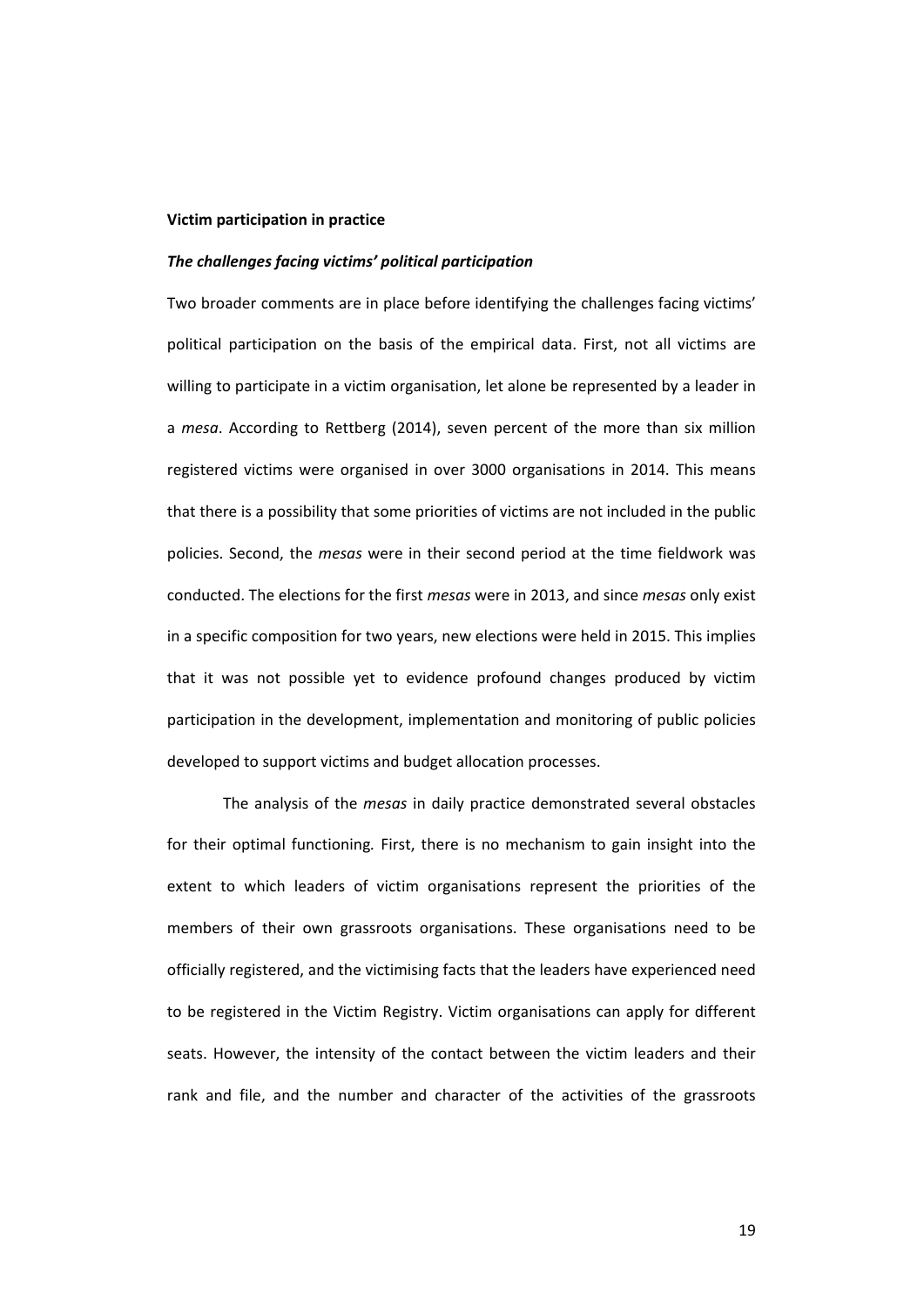**Victim participation in practice**

***The challenges facing victims' political participation***

Two broader comments are in place before identifying the challenges facing victims' political participation on the basis of the empirical data. First, not all victims are willing to participate in a victim organisation, let alone be represented by a leader in a *mesa*. According to Rettberg (2014), seven percent of the more than six million registered victims were organised in over 3000 organisations in 2014. This means that there is a possibility that some priorities of victims are not included in the public policies. Second, the *mesas* were in their second period at the time fieldwork was conducted. The elections for the first *mesas* were in 2013, and since *mesas* only exist in a specific composition for two years, new elections were held in 2015. This implies that it was not possible yet to evidence profound changes produced by victim participation in the development, implementation and monitoring of public policies developed to support victims and budget allocation processes.

The analysis of the *mesas* in daily practice demonstrated several obstacles for their optimal functioning*.* First, there is no mechanism to gain insight into the extent to which leaders of victim organisations represent the priorities of the members of their own grassroots organisations. These organisations need to be officially registered, and the victimising facts that the leaders have experienced need to be registered in the Victim Registry. Victim organisations can apply for different seats. However, the intensity of the contact between the victim leaders and their rank and file, and the number and character of the activities of the grassroots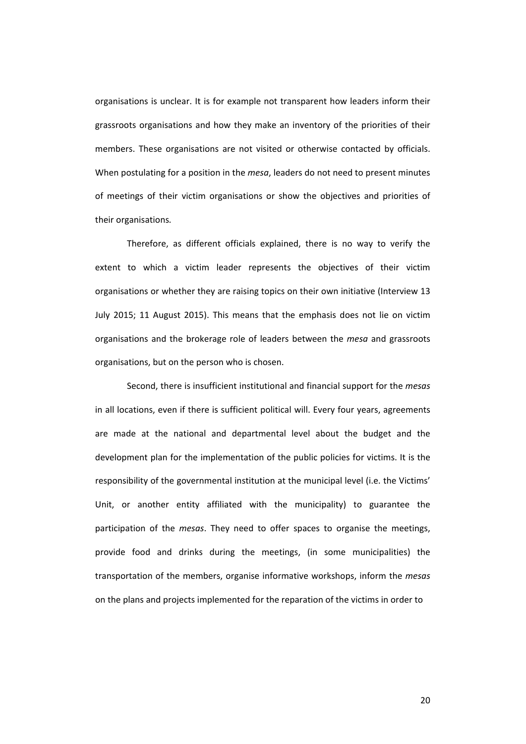organisations is unclear. It is for example not transparent how leaders inform their grassroots organisations and how they make an inventory of the priorities of their members. These organisations are not visited or otherwise contacted by officials. When postulating for a position in the *mesa*, leaders do not need to present minutes of meetings of their victim organisations or show the objectives and priorities of their organisations.

Therefore, as different officials explained, there is no way to verify the extent to which a victim leader represents the objectives of their victim organisations or whether they are raising topics on their own initiative (Interview 13 July 2015; 11 August 2015). This means that the emphasis does not lie on victim organisations and the brokerage role of leaders between the *mesa* and grassroots organisations, but on the person who is chosen.

Second, there is insufficient institutional and financial support for the *mesas* in all locations, even if there is sufficient political will. Every four years, agreements are made at the national and departmental level about the budget and the development plan for the implementation of the public policies for victims. It is the responsibility of the governmental institution at the municipal level (i.e. the Victims' Unit, or another entity affiliated with the municipality) to guarantee the participation of the *mesas*. They need to offer spaces to organise the meetings, provide food and drinks during the meetings, (in some municipalities) the transportation of the members, organise informative workshops, inform the *mesas* on the plans and projects implemented for the reparation of the victims in order to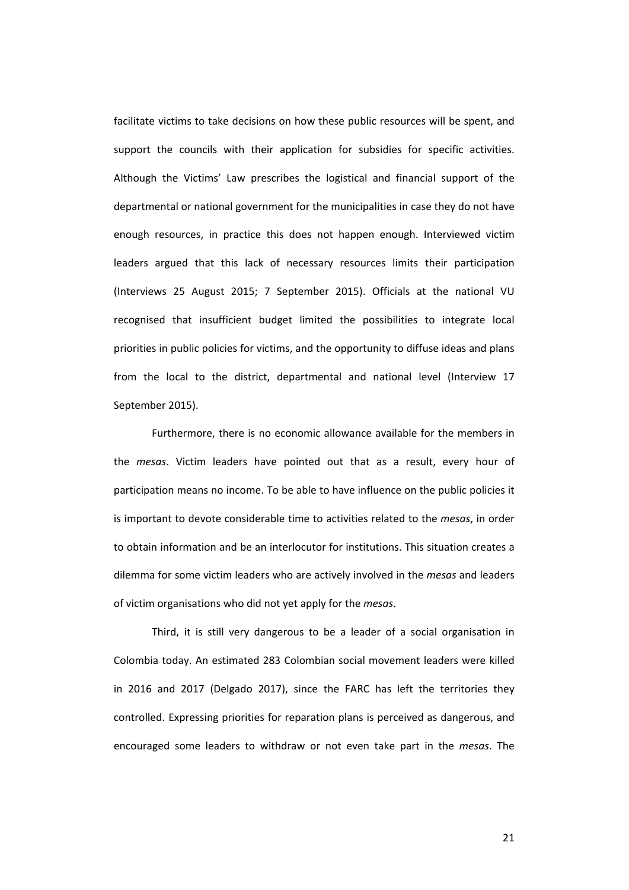facilitate victims to take decisions on how these public resources will be spent, and support the councils with their application for subsidies for specific activities. Although the Victims' Law prescribes the logistical and financial support of the departmental or national government for the municipalities in case they do not have enough resources, in practice this does not happen enough. Interviewed victim leaders argued that this lack of necessary resources limits their participation (Interviews 25 August 2015; 7 September 2015). Officials at the national VU recognised that insufficient budget limited the possibilities to integrate local priorities in public policies for victims, and the opportunity to diffuse ideas and plans from the local to the district, departmental and national level (Interview 17 September 2015).

Furthermore, there is no economic allowance available for the members in the *mesas*. Victim leaders have pointed out that as a result, every hour of participation means no income. To be able to have influence on the public policies it is important to devote considerable time to activities related to the *mesas*, in order to obtain information and be an interlocutor for institutions. This situation creates a dilemma for some victim leaders who are actively involved in the *mesas* and leaders of victim organisations who did not yet apply for the *mesas*.

Third, it is still very dangerous to be a leader of a social organisation in Colombia today. An estimated 283 Colombian social movement leaders were killed in 2016 and 2017 (Delgado 2017), since the FARC has left the territories they controlled. Expressing priorities for reparation plans is perceived as dangerous, and encouraged some leaders to withdraw or not even take part in the *mesas*. The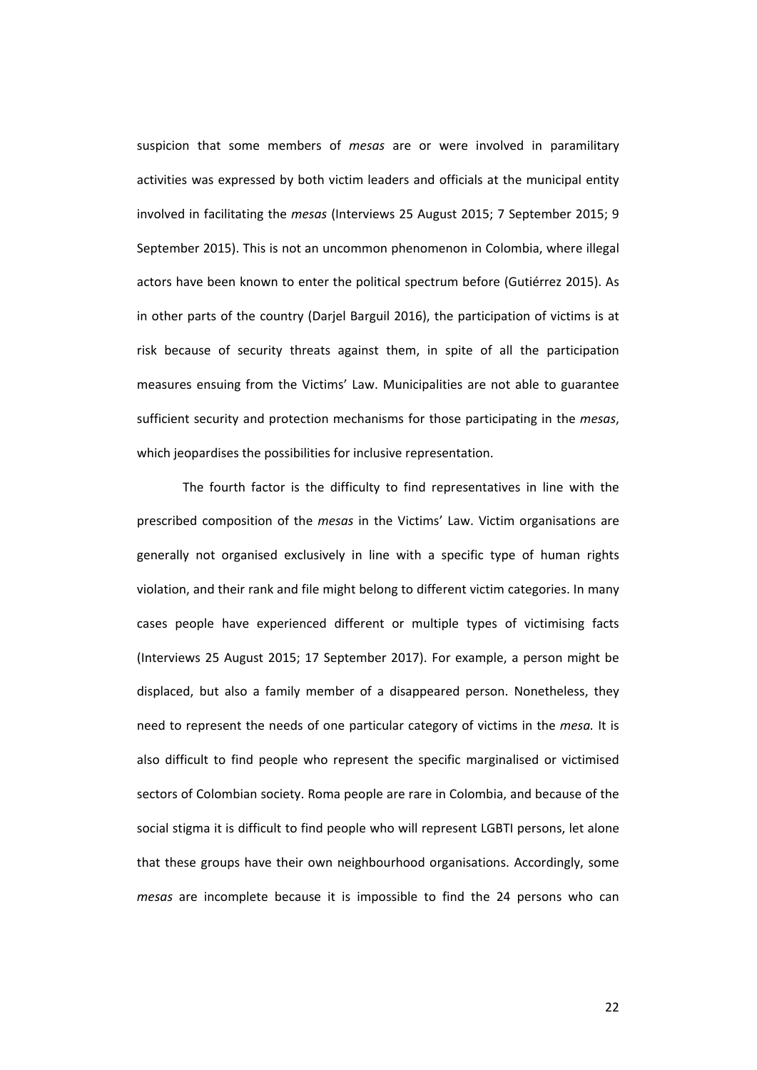suspicion that some members of *mesas* are or were involved in paramilitary activities was expressed by both victim leaders and officials at the municipal entity involved in facilitating the *mesas* (Interviews 25 August 2015; 7 September 2015; 9 September 2015). This is not an uncommon phenomenon in Colombia, where illegal actors have been known to enter the political spectrum before (Gutiérrez 2015). As in other parts of the country (Darjel Barguil 2016), the participation of victims is at risk because of security threats against them, in spite of all the participation measures ensuing from the Victims' Law. Municipalities are not able to guarantee sufficient security and protection mechanisms for those participating in the *mesas*, which jeopardises the possibilities for inclusive representation.

The fourth factor is the difficulty to find representatives in line with the prescribed composition of the *mesas* in the Victims' Law. Victim organisations are generally not organised exclusively in line with a specific type of human rights violation, and their rank and file might belong to different victim categories. In many cases people have experienced different or multiple types of victimising facts (Interviews 25 August 2015; 17 September 2017). For example, a person might be displaced, but also a family member of a disappeared person. Nonetheless, they need to represent the needs of one particular category of victims in the *mesa.* It is also difficult to find people who represent the specific marginalised or victimised sectors of Colombian society. Roma people are rare in Colombia, and because of the social stigma it is difficult to find people who will represent LGBTI persons, let alone that these groups have their own neighbourhood organisations. Accordingly, some *mesas* are incomplete because it is impossible to find the 24 persons who can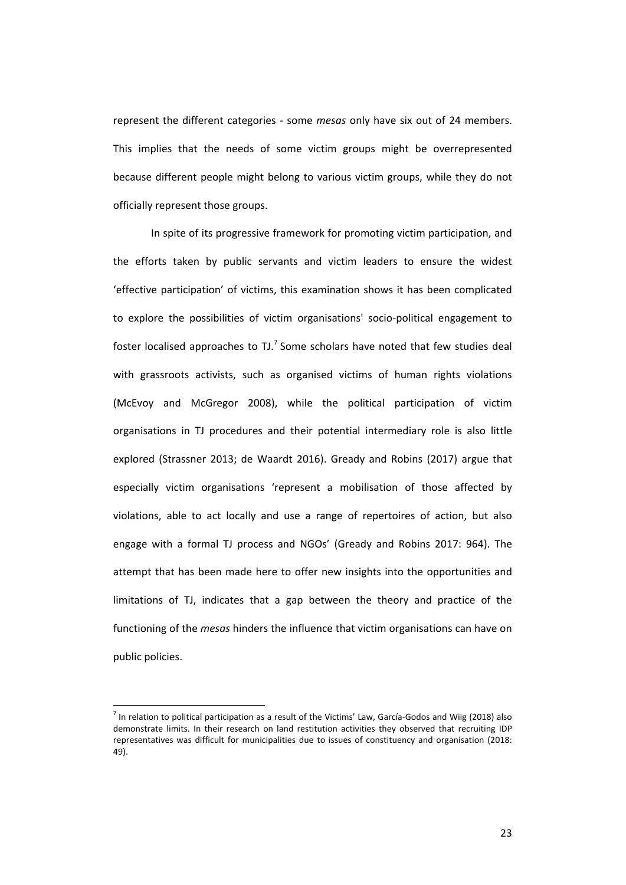represent the different categories - some *mesas* only have six out of 24 members. This implies that the needs of some victim groups might be overrepresented because different people might belong to various victim groups, while they do not officially represent those groups.

In spite of its progressive framework for promoting victim participation, and the efforts taken by public servants and victim leaders to ensure the widest 'effective participation' of victims, this examination shows it has been complicated to explore the possibilities of victim organisations' socio-political engagement to foster localised approaches to TJ.[7] Some scholars have noted that few studies deal with grassroots activists, such as organised victims of human rights violations (McEvoy and McGregor 2008), while the political participation of victim organisations in TJ procedures and their potential intermediary role is also little explored (Strassner 2013; de Waardt 2016). Gready and Robins (2017) argue that especially victim organisations 'represent a mobilisation of those affected by violations, able to act locally and use a range of repertoires of action, but also engage with a formal TJ process and NGOs' (Gready and Robins 2017: 964). The attempt that has been made here to offer new insights into the opportunities and limitations of TJ, indicates that a gap between the theory and practice of the functioning of the *mesas* hinders the influence that victim organisations can have on public policies.

[7] In relation to political participation as a result of the Victims' Law, García-Godos and Wiig (2018) also demonstrate limits. In their research on land restitution activities they observed that recruiting IDP representatives was difficult for municipalities due to issues of constituency and organisation (2018: 49).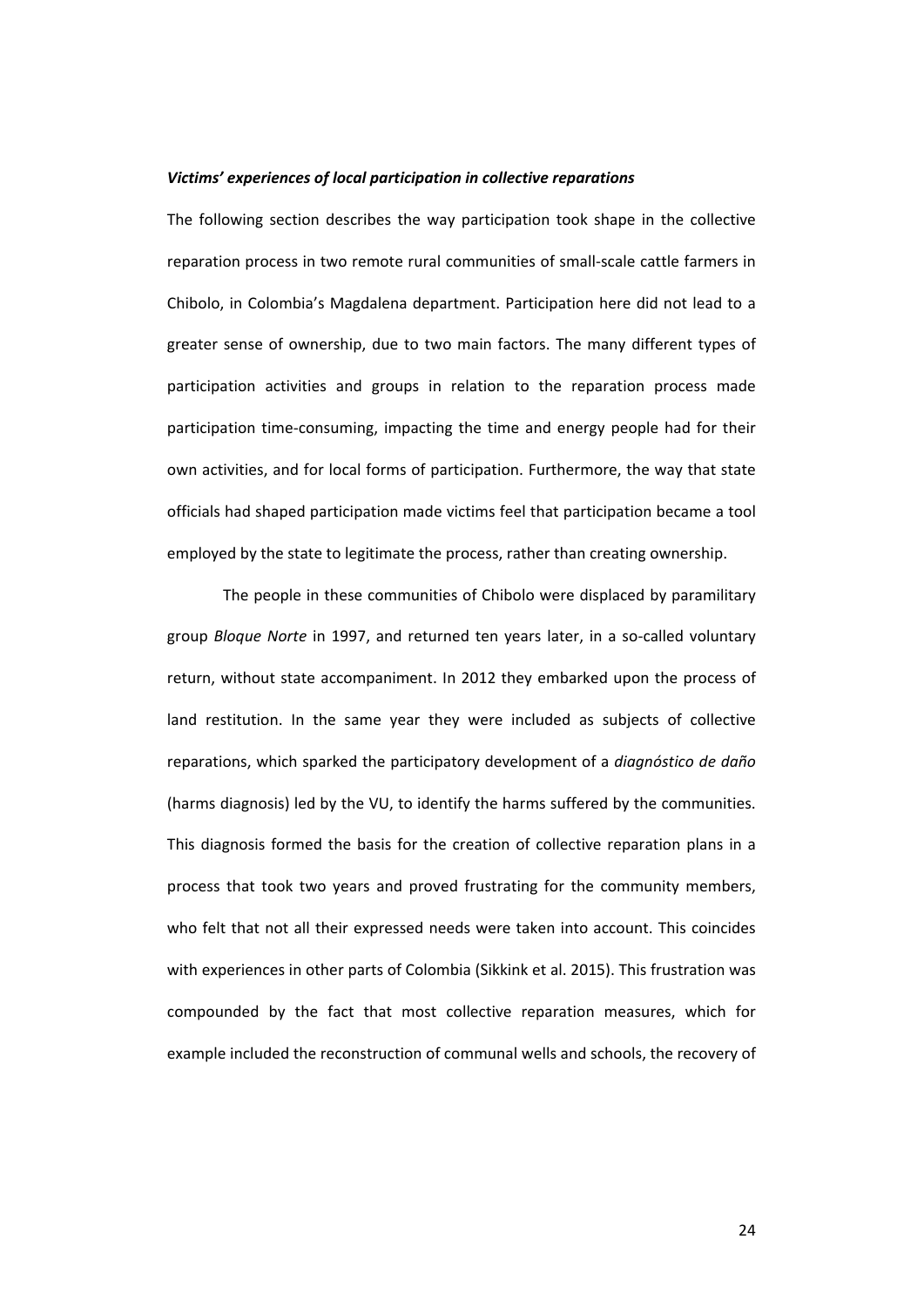### ***Victims' experiences of local participation in collective reparations***

The following section describes the way participation took shape in the collective reparation process in two remote rural communities of small-scale cattle farmers in Chibolo, in Colombia's Magdalena department. Participation here did not lead to a greater sense of ownership, due to two main factors. The many different types of participation activities and groups in relation to the reparation process made participation time-consuming, impacting the time and energy people had for their own activities, and for local forms of participation. Furthermore, the way that state officials had shaped participation made victims feel that participation became a tool employed by the state to legitimate the process, rather than creating ownership.

The people in these communities of Chibolo were displaced by paramilitary group *Bloque Norte* in 1997, and returned ten years later, in a so-called voluntary return, without state accompaniment. In 2012 they embarked upon the process of land restitution. In the same year they were included as subjects of collective reparations, which sparked the participatory development of a *diagnóstico de daño* (harms diagnosis) led by the VU, to identify the harms suffered by the communities. This diagnosis formed the basis for the creation of collective reparation plans in a process that took two years and proved frustrating for the community members, who felt that not all their expressed needs were taken into account. This coincides with experiences in other parts of Colombia (Sikkink et al. 2015). This frustration was compounded by the fact that most collective reparation measures, which for example included the reconstruction of communal wells and schools, the recovery of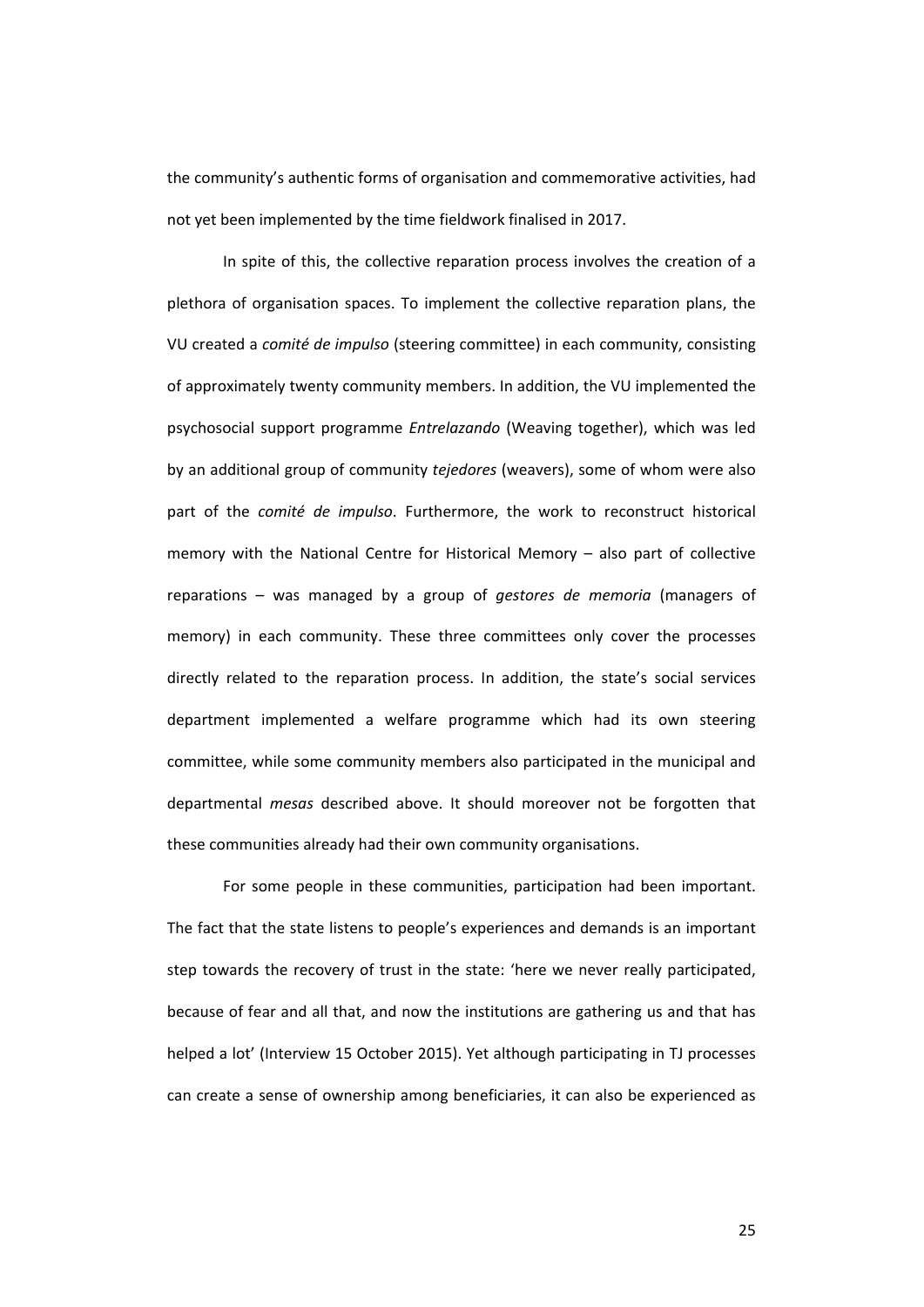the community's authentic forms of organisation and commemorative activities, had not yet been implemented by the time fieldwork finalised in 2017.

In spite of this, the collective reparation process involves the creation of a plethora of organisation spaces. To implement the collective reparation plans, the VU created a *comité de impulso* (steering committee) in each community, consisting of approximately twenty community members. In addition, the VU implemented the psychosocial support programme *Entrelazando* (Weaving together), which was led by an additional group of community *tejedores* (weavers), some of whom were also part of the *comité de impulso*. Furthermore, the work to reconstruct historical memory with the National Centre for Historical Memory – also part of collective reparations – was managed by a group of *gestores de memoria* (managers of memory) in each community. These three committees only cover the processes directly related to the reparation process. In addition, the state's social services department implemented a welfare programme which had its own steering committee, while some community members also participated in the municipal and departmental *mesas* described above. It should moreover not be forgotten that these communities already had their own community organisations.

For some people in these communities, participation had been important. The fact that the state listens to people's experiences and demands is an important step towards the recovery of trust in the state: 'here we never really participated, because of fear and all that, and now the institutions are gathering us and that has helped a lot' (Interview 15 October 2015). Yet although participating in TJ processes can create a sense of ownership among beneficiaries, it can also be experienced as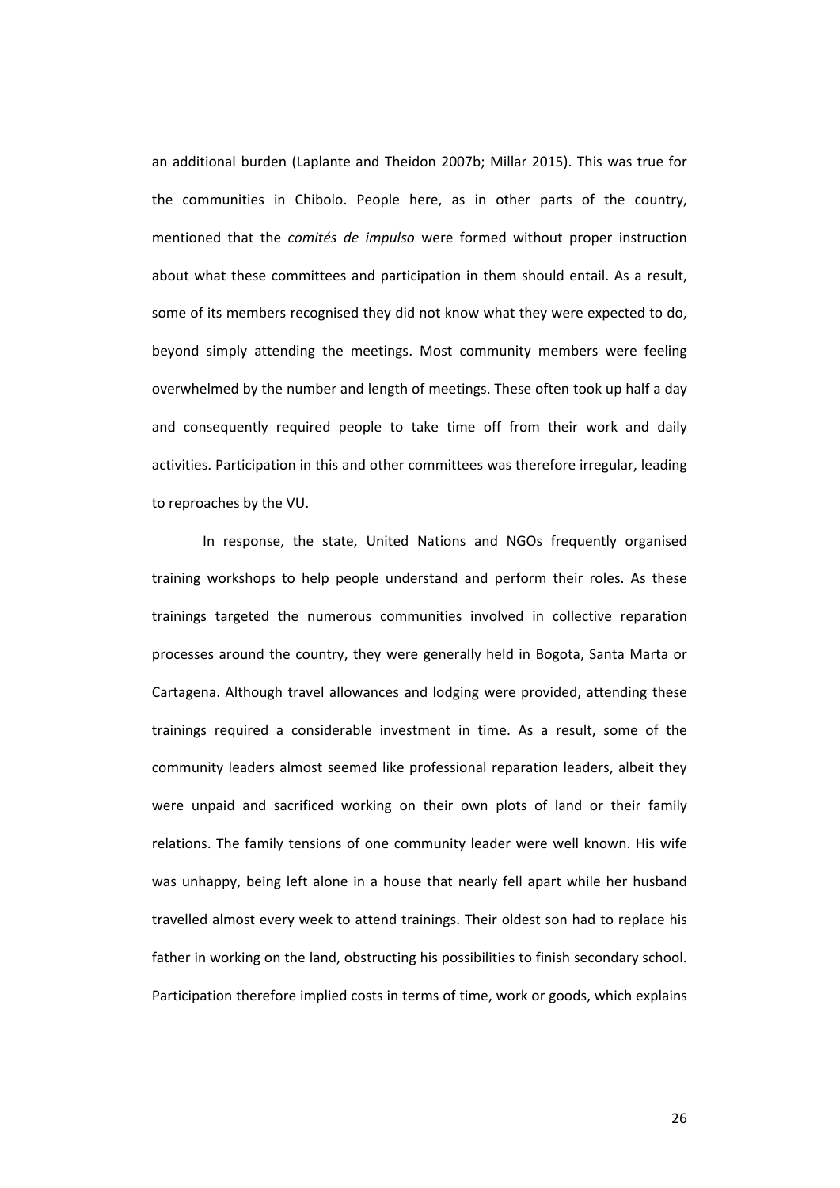an additional burden (Laplante and Theidon 2007b; Millar 2015). This was true for the communities in Chibolo. People here, as in other parts of the country, mentioned that the *comités de impulso* were formed without proper instruction about what these committees and participation in them should entail. As a result, some of its members recognised they did not know what they were expected to do, beyond simply attending the meetings. Most community members were feeling overwhelmed by the number and length of meetings. These often took up half a day and consequently required people to take time off from their work and daily activities. Participation in this and other committees was therefore irregular, leading to reproaches by the VU.

In response, the state, United Nations and NGOs frequently organised training workshops to help people understand and perform their roles. As these trainings targeted the numerous communities involved in collective reparation processes around the country, they were generally held in Bogota, Santa Marta or Cartagena. Although travel allowances and lodging were provided, attending these trainings required a considerable investment in time. As a result, some of the community leaders almost seemed like professional reparation leaders, albeit they were unpaid and sacrificed working on their own plots of land or their family relations. The family tensions of one community leader were well known. His wife was unhappy, being left alone in a house that nearly fell apart while her husband travelled almost every week to attend trainings. Their oldest son had to replace his father in working on the land, obstructing his possibilities to finish secondary school. Participation therefore implied costs in terms of time, work or goods, which explains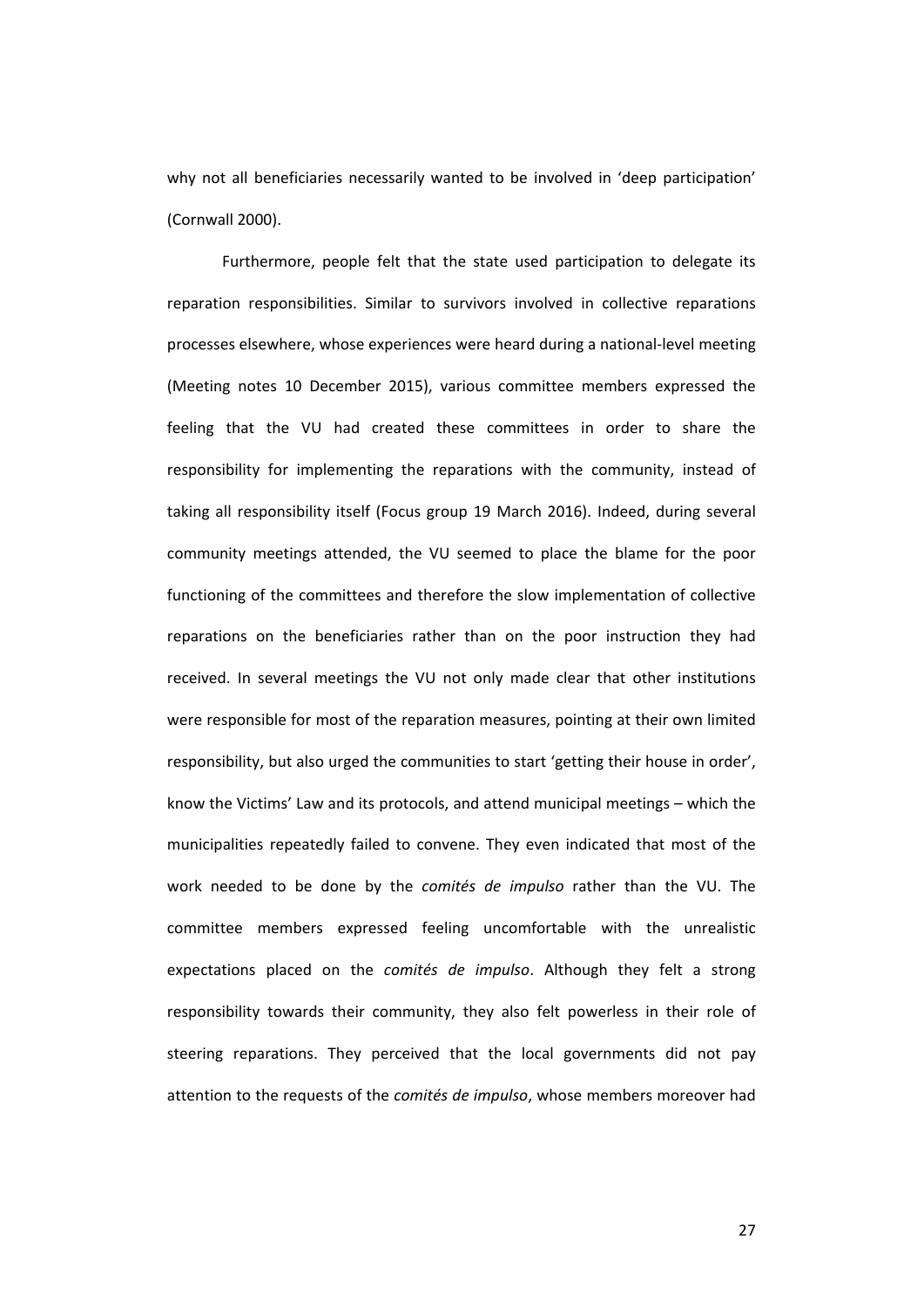why not all beneficiaries necessarily wanted to be involved in 'deep participation' (Cornwall 2000).

Furthermore, people felt that the state used participation to delegate its reparation responsibilities. Similar to survivors involved in collective reparations processes elsewhere, whose experiences were heard during a national-level meeting (Meeting notes 10 December 2015), various committee members expressed the feeling that the VU had created these committees in order to share the responsibility for implementing the reparations with the community, instead of taking all responsibility itself (Focus group 19 March 2016). Indeed, during several community meetings attended, the VU seemed to place the blame for the poor functioning of the committees and therefore the slow implementation of collective reparations on the beneficiaries rather than on the poor instruction they had received. In several meetings the VU not only made clear that other institutions were responsible for most of the reparation measures, pointing at their own limited responsibility, but also urged the communities to start 'getting their house in order', know the Victims' Law and its protocols, and attend municipal meetings – which the municipalities repeatedly failed to convene. They even indicated that most of the work needed to be done by the *comités de impulso* rather than the VU. The committee members expressed feeling uncomfortable with the unrealistic expectations placed on the *comités de impulso*. Although they felt a strong responsibility towards their community, they also felt powerless in their role of steering reparations. They perceived that the local governments did not pay attention to the requests of the *comités de impulso*, whose members moreover had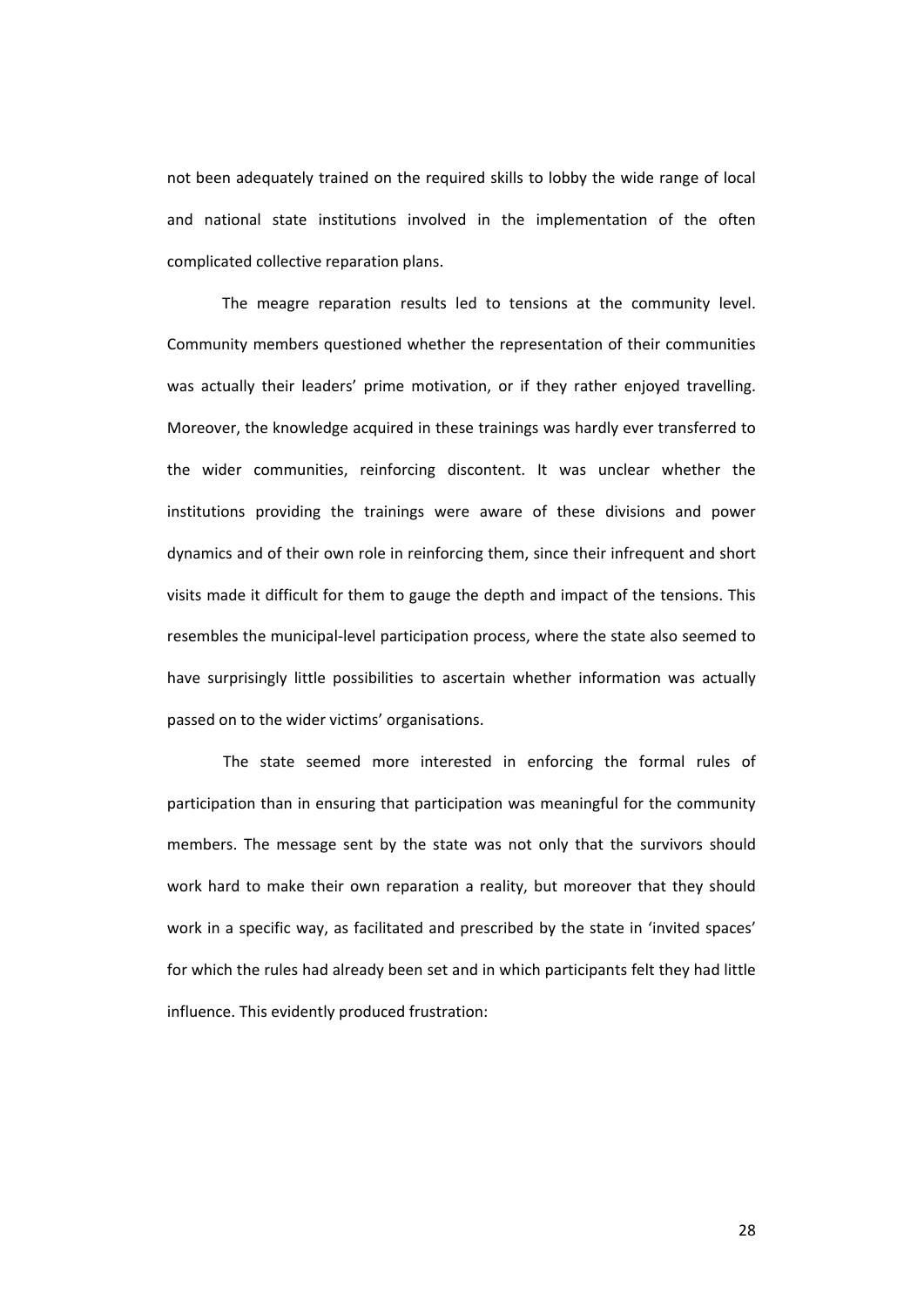not been adequately trained on the required skills to lobby the wide range of local and national state institutions involved in the implementation of the often complicated collective reparation plans.

The meagre reparation results led to tensions at the community level. Community members questioned whether the representation of their communities was actually their leaders' prime motivation, or if they rather enjoyed travelling. Moreover, the knowledge acquired in these trainings was hardly ever transferred to the wider communities, reinforcing discontent. It was unclear whether the institutions providing the trainings were aware of these divisions and power dynamics and of their own role in reinforcing them, since their infrequent and short visits made it difficult for them to gauge the depth and impact of the tensions. This resembles the municipal-level participation process, where the state also seemed to have surprisingly little possibilities to ascertain whether information was actually passed on to the wider victims' organisations.

The state seemed more interested in enforcing the formal rules of participation than in ensuring that participation was meaningful for the community members. The message sent by the state was not only that the survivors should work hard to make their own reparation a reality, but moreover that they should work in a specific way, as facilitated and prescribed by the state in 'invited spaces' for which the rules had already been set and in which participants felt they had little influence. This evidently produced frustration: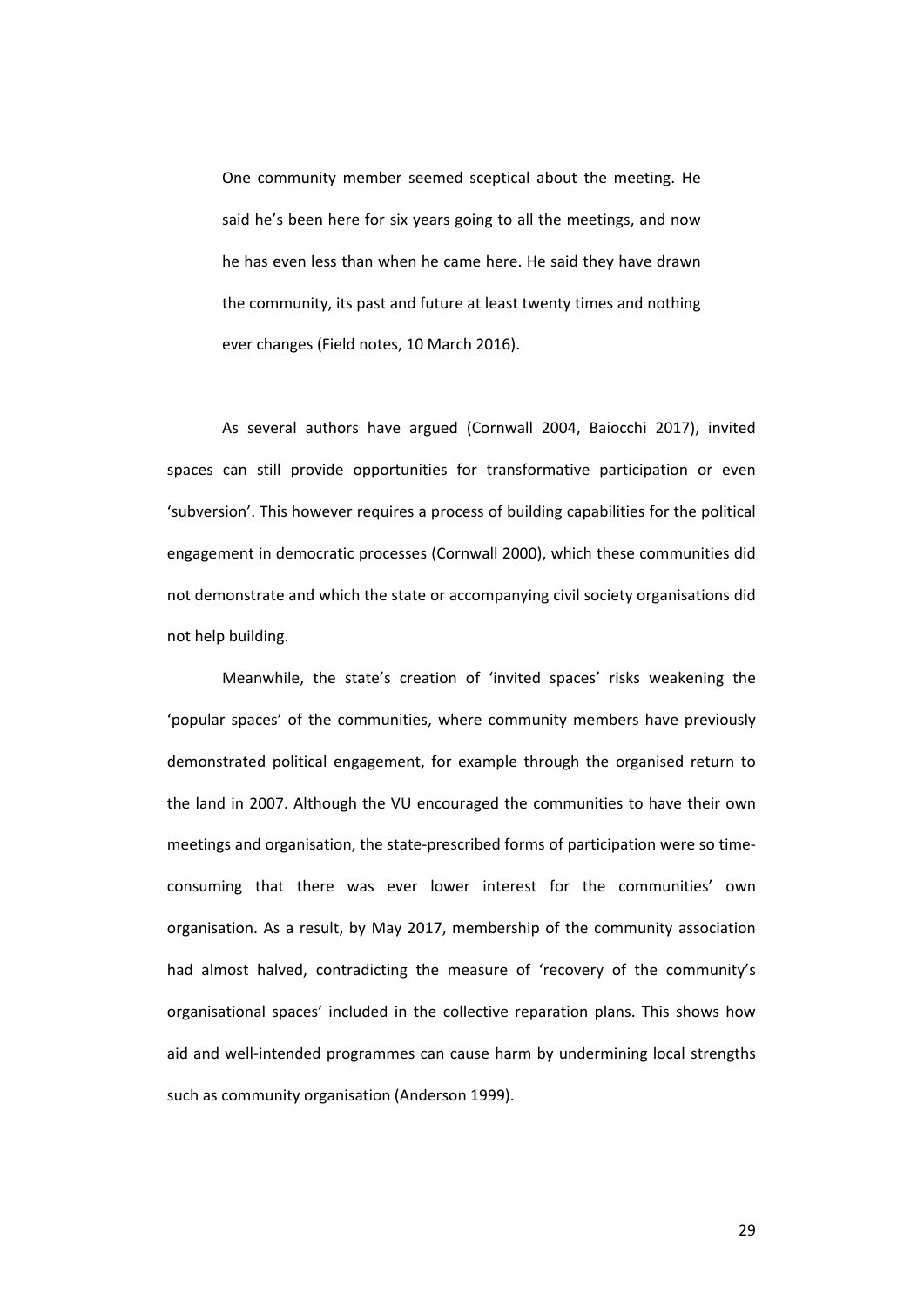> One community member seemed sceptical about the meeting. He said he's been here for six years going to all the meetings, and now he has even less than when he came here. He said they have drawn the community, its past and future at least twenty times and nothing ever changes (Field notes, 10 March 2016).

As several authors have argued (Cornwall 2004, Baiocchi 2017), invited spaces can still provide opportunities for transformative participation or even 'subversion'. This however requires a process of building capabilities for the political engagement in democratic processes (Cornwall 2000), which these communities did not demonstrate and which the state or accompanying civil society organisations did not help building.

Meanwhile, the state's creation of 'invited spaces' risks weakening the 'popular spaces' of the communities, where community members have previously demonstrated political engagement, for example through the organised return to the land in 2007. Although the VU encouraged the communities to have their own meetings and organisation, the state-prescribed forms of participation were so time-consuming that there was ever lower interest for the communities' own organisation. As a result, by May 2017, membership of the community association had almost halved, contradicting the measure of 'recovery of the community's organisational spaces' included in the collective reparation plans. This shows how aid and well-intended programmes can cause harm by undermining local strengths such as community organisation (Anderson 1999).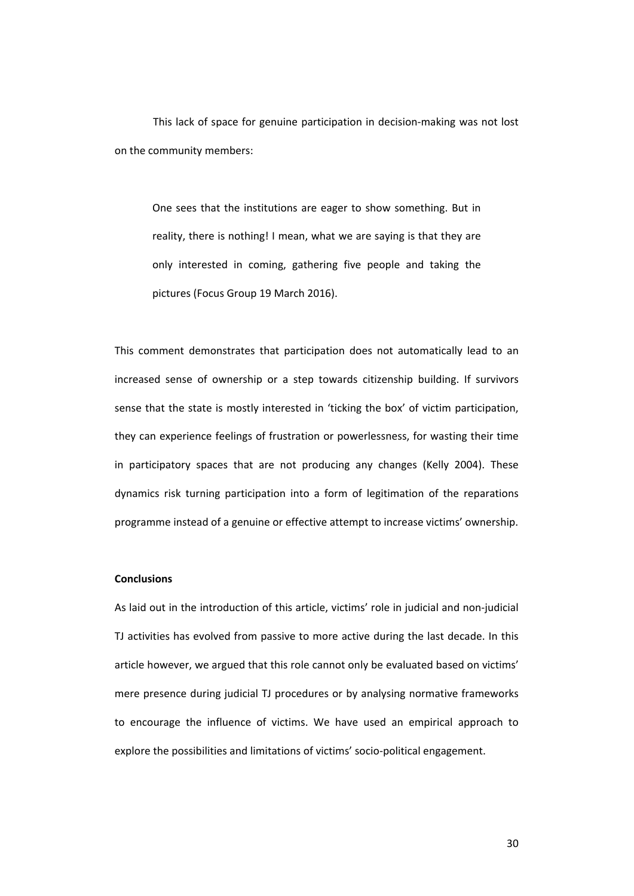This lack of space for genuine participation in decision-making was not lost on the community members:

> One sees that the institutions are eager to show something. But in reality, there is nothing! I mean, what we are saying is that they are only interested in coming, gathering five people and taking the pictures (Focus Group 19 March 2016).

This comment demonstrates that participation does not automatically lead to an increased sense of ownership or a step towards citizenship building. If survivors sense that the state is mostly interested in 'ticking the box' of victim participation, they can experience feelings of frustration or powerlessness, for wasting their time in participatory spaces that are not producing any changes (Kelly 2004). These dynamics risk turning participation into a form of legitimation of the reparations programme instead of a genuine or effective attempt to increase victims' ownership.

**Conclusions**

As laid out in the introduction of this article, victims' role in judicial and non-judicial TJ activities has evolved from passive to more active during the last decade. In this article however, we argued that this role cannot only be evaluated based on victims' mere presence during judicial TJ procedures or by analysing normative frameworks to encourage the influence of victims. We have used an empirical approach to explore the possibilities and limitations of victims' socio-political engagement.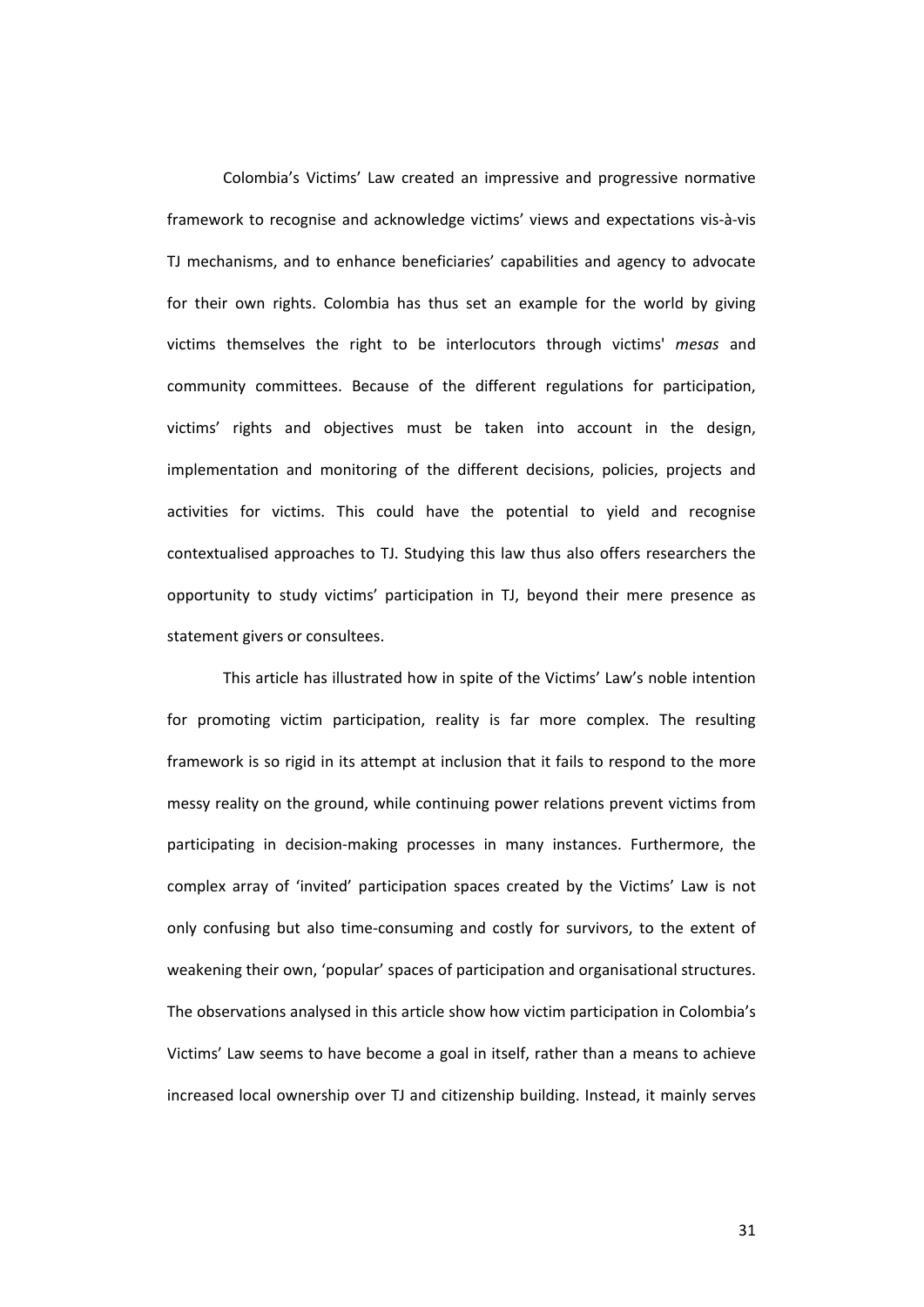Colombia's Victims' Law created an impressive and progressive normative framework to recognise and acknowledge victims' views and expectations vis-à-vis TJ mechanisms, and to enhance beneficiaries' capabilities and agency to advocate for their own rights. Colombia has thus set an example for the world by giving victims themselves the right to be interlocutors through victims' *mesas* and community committees. Because of the different regulations for participation, victims' rights and objectives must be taken into account in the design, implementation and monitoring of the different decisions, policies, projects and activities for victims. This could have the potential to yield and recognise contextualised approaches to TJ. Studying this law thus also offers researchers the opportunity to study victims' participation in TJ, beyond their mere presence as statement givers or consultees.

This article has illustrated how in spite of the Victims' Law's noble intention for promoting victim participation, reality is far more complex. The resulting framework is so rigid in its attempt at inclusion that it fails to respond to the more messy reality on the ground, while continuing power relations prevent victims from participating in decision-making processes in many instances. Furthermore, the complex array of 'invited' participation spaces created by the Victims' Law is not only confusing but also time-consuming and costly for survivors, to the extent of weakening their own, 'popular' spaces of participation and organisational structures. The observations analysed in this article show how victim participation in Colombia's Victims' Law seems to have become a goal in itself, rather than a means to achieve increased local ownership over TJ and citizenship building. Instead, it mainly serves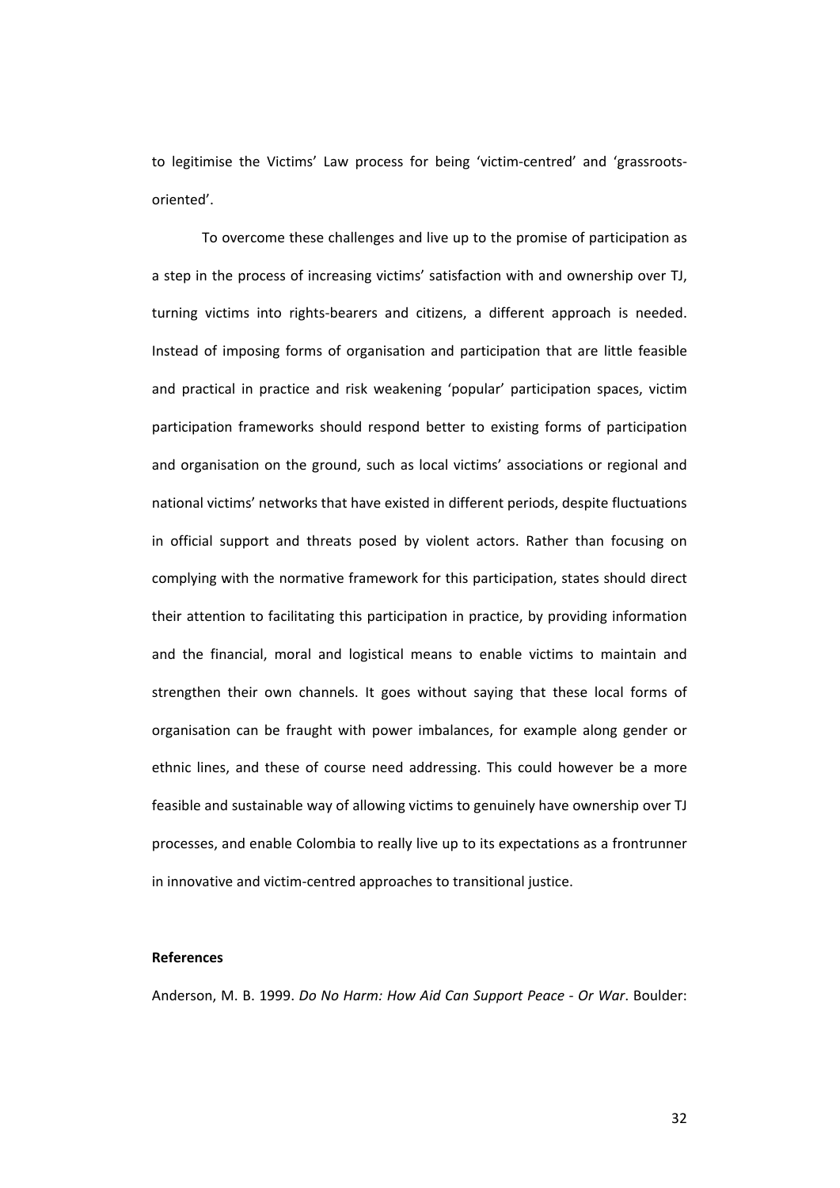to legitimise the Victims' Law process for being 'victim-centred' and 'grassroots-oriented'.

To overcome these challenges and live up to the promise of participation as a step in the process of increasing victims' satisfaction with and ownership over TJ, turning victims into rights-bearers and citizens, a different approach is needed. Instead of imposing forms of organisation and participation that are little feasible and practical in practice and risk weakening 'popular' participation spaces, victim participation frameworks should respond better to existing forms of participation and organisation on the ground, such as local victims' associations or regional and national victims' networks that have existed in different periods, despite fluctuations in official support and threats posed by violent actors. Rather than focusing on complying with the normative framework for this participation, states should direct their attention to facilitating this participation in practice, by providing information and the financial, moral and logistical means to enable victims to maintain and strengthen their own channels. It goes without saying that these local forms of organisation can be fraught with power imbalances, for example along gender or ethnic lines, and these of course need addressing. This could however be a more feasible and sustainable way of allowing victims to genuinely have ownership over TJ processes, and enable Colombia to really live up to its expectations as a frontrunner in innovative and victim-centred approaches to transitional justice.

**References**

Anderson, M. B. 1999. *Do No Harm: How Aid Can Support Peace - Or War*. Boulder: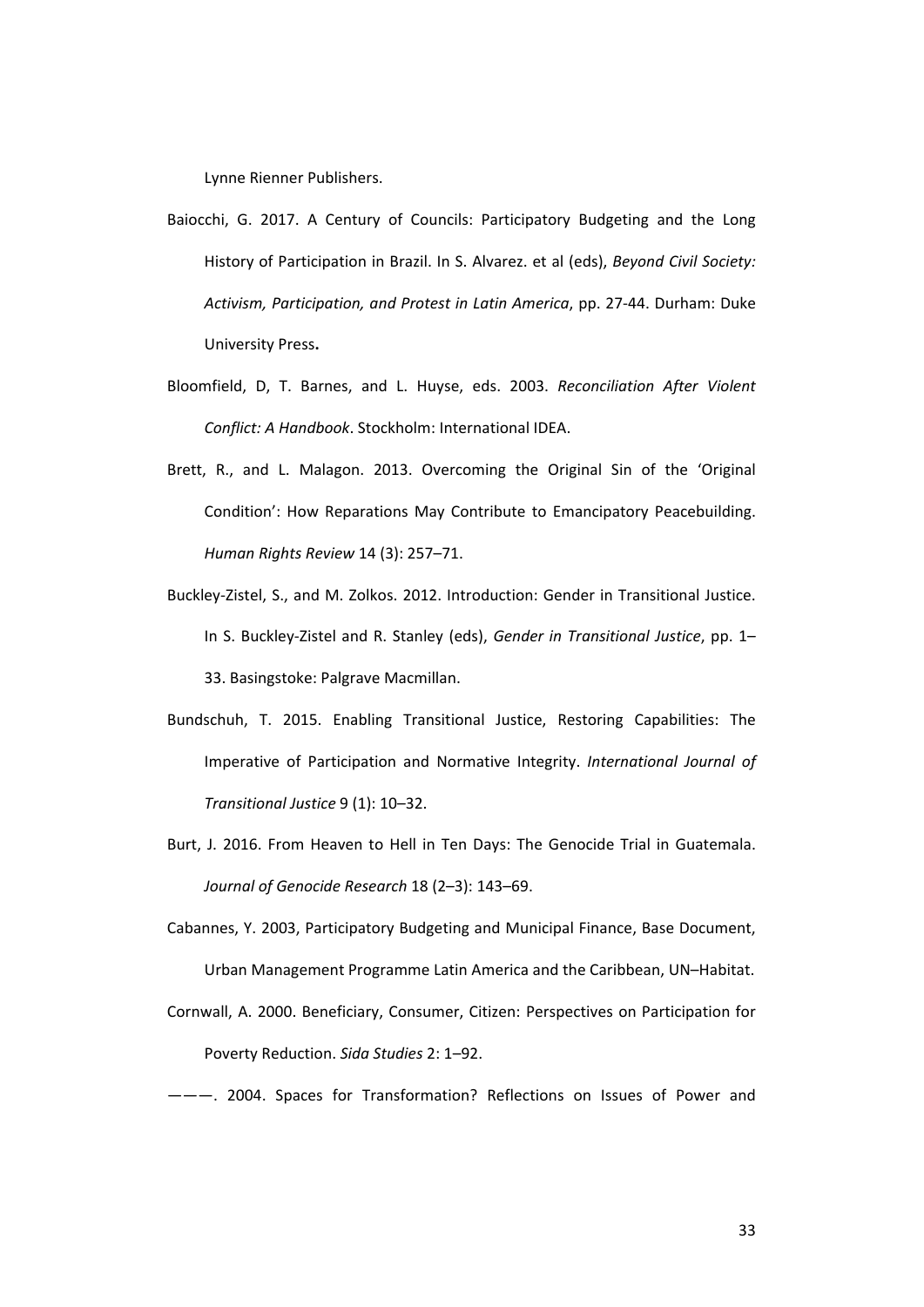Lynne Rienner Publishers.

Baiocchi, G. 2017. A Century of Councils: Participatory Budgeting and the Long History of Participation in Brazil. In S. Alvarez. et al (eds), *Beyond Civil Society: Activism, Participation, and Protest in Latin America*, pp. 27-44. Durham: Duke University Press**.**

Bloomfield, D, T. Barnes, and L. Huyse, eds. 2003. *Reconciliation After Violent Conflict: A Handbook*. Stockholm: International IDEA.

Brett, R., and L. Malagon. 2013. Overcoming the Original Sin of the 'Original Condition': How Reparations May Contribute to Emancipatory Peacebuilding. *Human Rights Review* 14 (3): 257–71.

Buckley-Zistel, S., and M. Zolkos. 2012. Introduction: Gender in Transitional Justice. In S. Buckley-Zistel and R. Stanley (eds), *Gender in Transitional Justice*, pp. 1–33. Basingstoke: Palgrave Macmillan.

Bundschuh, T. 2015. Enabling Transitional Justice, Restoring Capabilities: The Imperative of Participation and Normative Integrity. *International Journal of Transitional Justice* 9 (1): 10–32.

Burt, J. 2016. From Heaven to Hell in Ten Days: The Genocide Trial in Guatemala. *Journal of Genocide Research* 18 (2–3): 143–69.

Cabannes, Y. 2003, Participatory Budgeting and Municipal Finance, Base Document, Urban Management Programme Latin America and the Caribbean, UN–Habitat.

Cornwall, A. 2000. Beneficiary, Consumer, Citizen: Perspectives on Participation for Poverty Reduction. *Sida Studies* 2: 1–92.

———. 2004. Spaces for Transformation? Reflections on Issues of Power and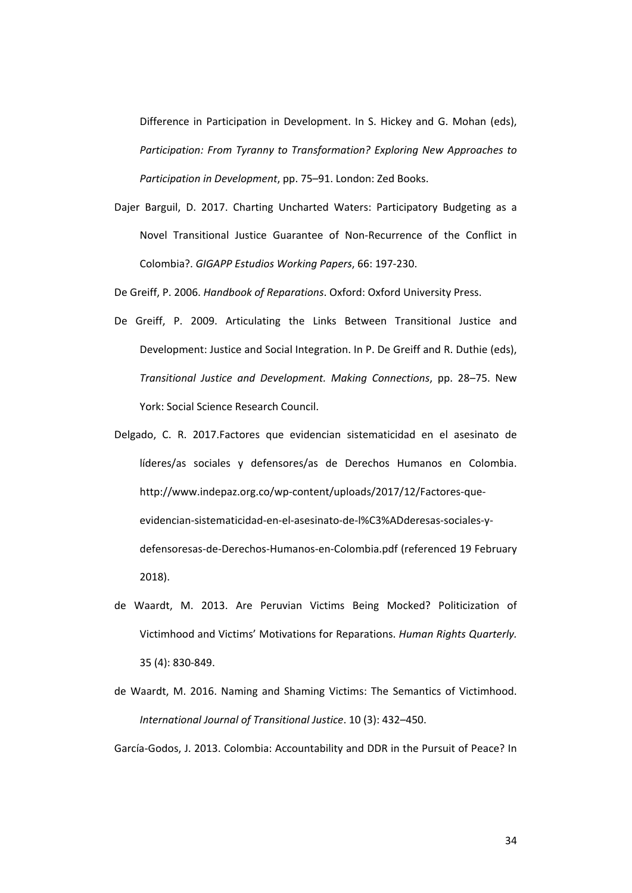Difference in Participation in Development. In S. Hickey and G. Mohan (eds), *Participation: From Tyranny to Transformation? Exploring New Approaches to Participation in Development*, pp. 75–91. London: Zed Books.

Dajer Barguil, D. 2017. Charting Uncharted Waters: Participatory Budgeting as a Novel Transitional Justice Guarantee of Non-Recurrence of the Conflict in Colombia?. *GIGAPP Estudios Working Papers*, 66: 197-230.

De Greiff, P. 2006. *Handbook of Reparations*. Oxford: Oxford University Press.

De Greiff, P. 2009. Articulating the Links Between Transitional Justice and Development: Justice and Social Integration. In P. De Greiff and R. Duthie (eds), *Transitional Justice and Development. Making Connections*, pp. 28–75. New York: Social Science Research Council.

Delgado, C. R. 2017.Factores que evidencian sistematicidad en el asesinato de líderes/as sociales y defensores/as de Derechos Humanos en Colombia. http://www.indepaz.org.co/wp-content/uploads/2017/12/Factores-que-evidencian-sistematicidad-en-el-asesinato-de-l%C3%ADderesas-sociales-y-defensoresas-de-Derechos-Humanos-en-Colombia.pdf (referenced 19 February 2018).

de Waardt, M. 2013. Are Peruvian Victims Being Mocked? Politicization of Victimhood and Victims' Motivations for Reparations. *Human Rights Quarterly.* 35 (4): 830-849.

de Waardt, M. 2016. Naming and Shaming Victims: The Semantics of Victimhood. *International Journal of Transitional Justice*. 10 (3): 432–450.

García-Godos, J. 2013. Colombia: Accountability and DDR in the Pursuit of Peace? In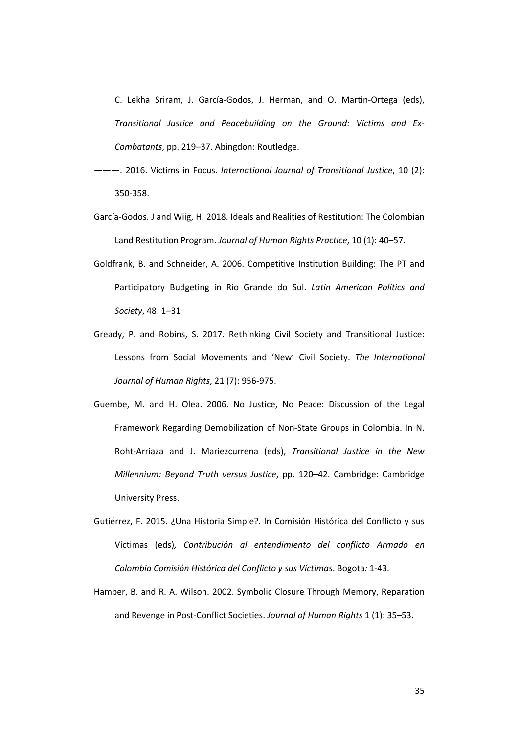C. Lekha Sriram, J. García-Godos, J. Herman, and O. Martin-Ortega (eds), *Transitional Justice and Peacebuilding on the Ground: Victims and Ex-Combatants*, pp. 219–37. Abingdon: Routledge.

———. 2016. Victims in Focus. *International Journal of Transitional Justice*, 10 (2): 350-358.

García-Godos. J and Wiig, H. 2018. Ideals and Realities of Restitution: The Colombian Land Restitution Program. *Journal of Human Rights Practice*, 10 (1): 40–57.

Goldfrank, B. and Schneider, A. 2006. Competitive Institution Building: The PT and Participatory Budgeting in Rio Grande do Sul. *Latin American Politics and Society*, 48: 1–31

Gready, P. and Robins, S. 2017. Rethinking Civil Society and Transitional Justice: Lessons from Social Movements and 'New' Civil Society. *The International Journal of Human Rights*, 21 (7): 956-975.

Guembe, M. and H. Olea. 2006. No Justice, No Peace: Discussion of the Legal Framework Regarding Demobilization of Non-State Groups in Colombia. In N. Roht-Arriaza and J. Mariezcurrena (eds), *Transitional Justice in the New Millennium: Beyond Truth versus Justice*, pp. 120–42. Cambridge: Cambridge University Press.

Gutiérrez, F. 2015. ¿Una Historia Simple?. In Comisión Histórica del Conflicto y sus Víctimas (eds)*, Contribución al entendimiento del conflicto Armado en Colombia Comisión Histórica del Conflicto y sus Víctimas*. Bogota*:* 1-43.

Hamber, B. and R. A. Wilson. 2002. Symbolic Closure Through Memory, Reparation and Revenge in Post-Conflict Societies. *Journal of Human Rights* 1 (1): 35–53.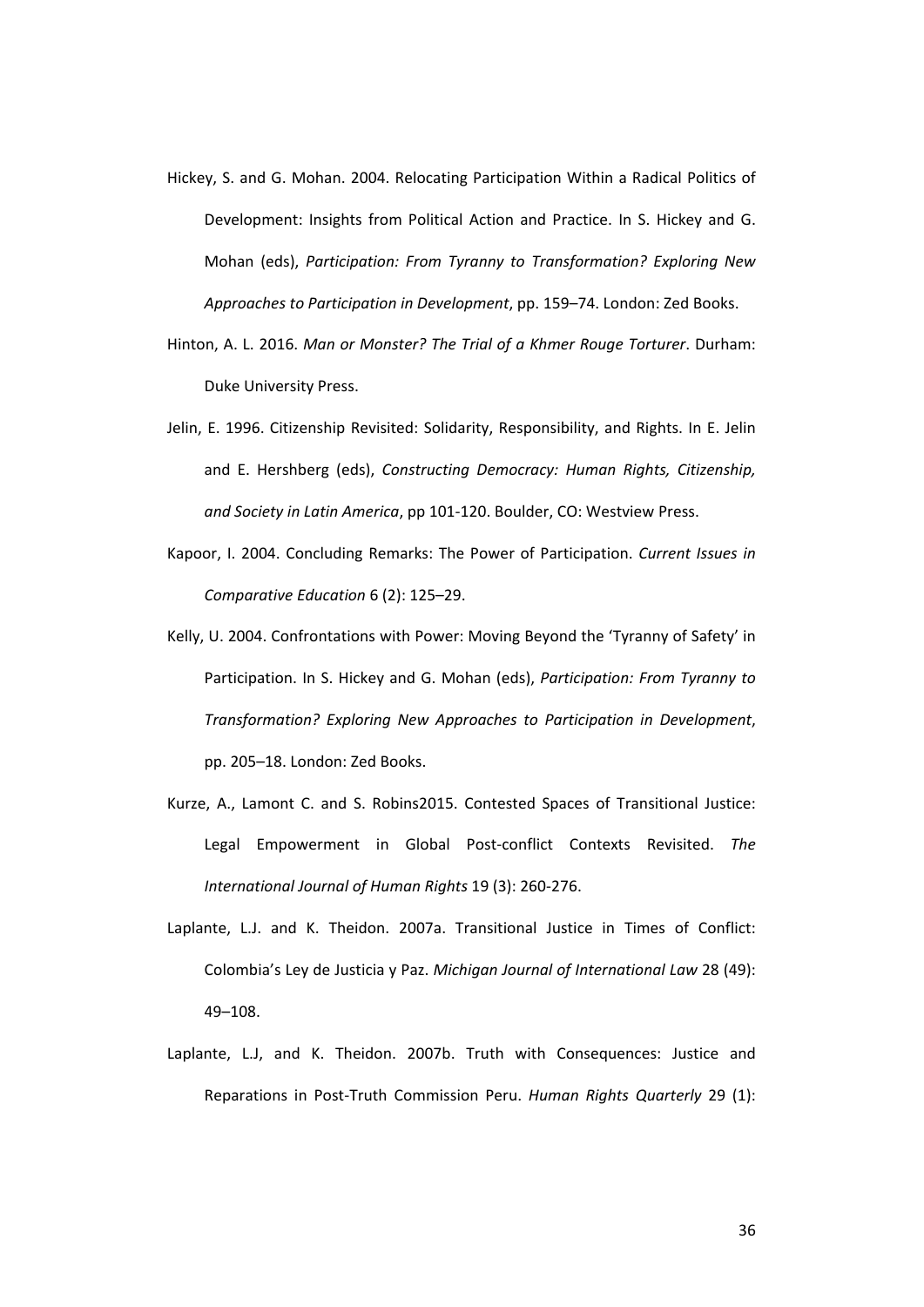Hickey, S. and G. Mohan. 2004. Relocating Participation Within a Radical Politics of Development: Insights from Political Action and Practice. In S. Hickey and G. Mohan (eds), *Participation: From Tyranny to Transformation? Exploring New Approaches to Participation in Development*, pp. 159–74. London: Zed Books.

Hinton, A. L. 2016. *Man or Monster? The Trial of a Khmer Rouge Torturer*. Durham: Duke University Press.

Jelin, E. 1996. Citizenship Revisited: Solidarity, Responsibility, and Rights. In E. Jelin and E. Hershberg (eds), *Constructing Democracy: Human Rights, Citizenship, and Society in Latin America*, pp 101-120. Boulder, CO: Westview Press.

Kapoor, I. 2004. Concluding Remarks: The Power of Participation. *Current Issues in Comparative Education* 6 (2): 125–29.

Kelly, U. 2004. Confrontations with Power: Moving Beyond the 'Tyranny of Safety' in Participation. In S. Hickey and G. Mohan (eds), *Participation: From Tyranny to Transformation? Exploring New Approaches to Participation in Development*, pp. 205–18. London: Zed Books.

Kurze, A., Lamont C. and S. Robins2015. Contested Spaces of Transitional Justice: Legal Empowerment in Global Post-conflict Contexts Revisited. *The International Journal of Human Rights* 19 (3): 260-276.

Laplante, L.J. and K. Theidon. 2007a. Transitional Justice in Times of Conflict: Colombia's Ley de Justicia y Paz. *Michigan Journal of International Law* 28 (49): 49–108.

Laplante, L.J, and K. Theidon. 2007b. Truth with Consequences: Justice and Reparations in Post-Truth Commission Peru. *Human Rights Quarterly* 29 (1):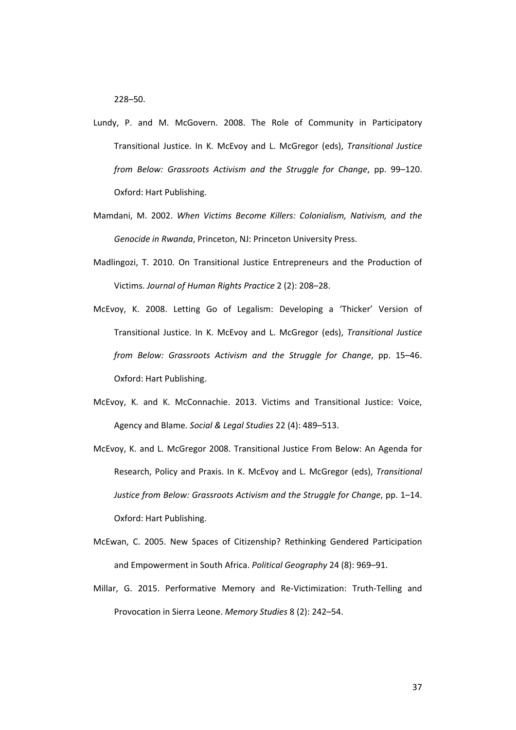228–50.

Lundy, P. and M. McGovern. 2008. The Role of Community in Participatory Transitional Justice. In K. McEvoy and L. McGregor (eds), *Transitional Justice from Below: Grassroots Activism and the Struggle for Change*, pp. 99–120. Oxford: Hart Publishing.

Mamdani, M. 2002. *When Victims Become Killers: Colonialism, Nativism, and the Genocide in Rwanda*, Princeton, NJ: Princeton University Press.

Madlingozi, T. 2010. On Transitional Justice Entrepreneurs and the Production of Victims. *Journal of Human Rights Practice* 2 (2): 208–28.

McEvoy, K. 2008. Letting Go of Legalism: Developing a 'Thicker' Version of Transitional Justice. In K. McEvoy and L. McGregor (eds), *Transitional Justice from Below: Grassroots Activism and the Struggle for Change*, pp. 15–46. Oxford: Hart Publishing.

McEvoy, K. and K. McConnachie. 2013. Victims and Transitional Justice: Voice, Agency and Blame. *Social & Legal Studies* 22 (4): 489–513.

McEvoy, K. and L. McGregor 2008. Transitional Justice From Below: An Agenda for Research, Policy and Praxis. In K. McEvoy and L. McGregor (eds), *Transitional Justice from Below: Grassroots Activism and the Struggle for Change*, pp. 1–14. Oxford: Hart Publishing.

McEwan, C. 2005. New Spaces of Citizenship? Rethinking Gendered Participation and Empowerment in South Africa. *Political Geography* 24 (8): 969–91.

Millar, G. 2015. Performative Memory and Re-Victimization: Truth-Telling and Provocation in Sierra Leone. *Memory Studies* 8 (2): 242–54.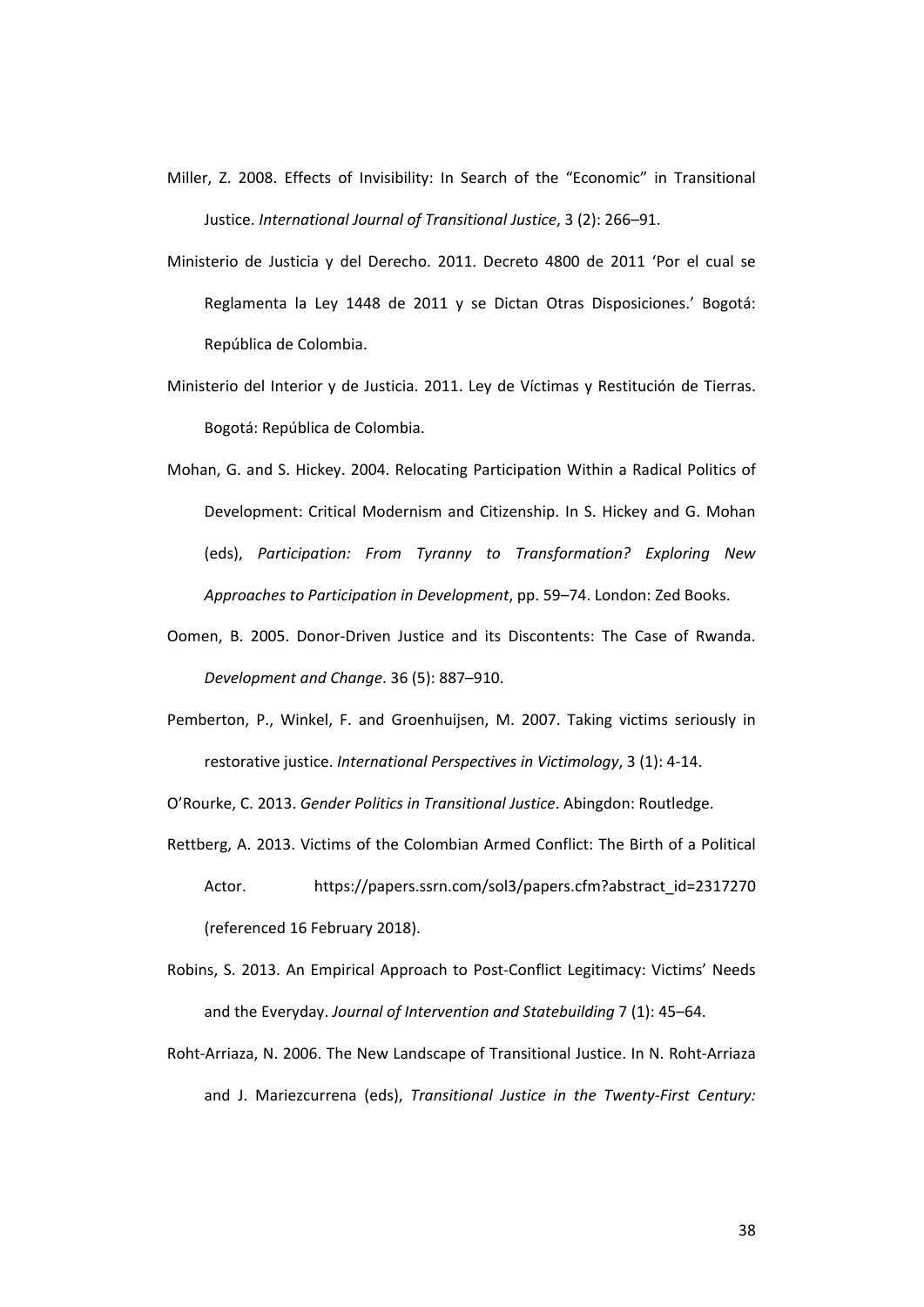Miller, Z. 2008. Effects of Invisibility: In Search of the "Economic" in Transitional Justice. *International Journal of Transitional Justice*, 3 (2): 266–91.

Ministerio de Justicia y del Derecho. 2011. Decreto 4800 de 2011 'Por el cual se Reglamenta la Ley 1448 de 2011 y se Dictan Otras Disposiciones.' Bogotá: República de Colombia.

Ministerio del Interior y de Justicia. 2011. Ley de Víctimas y Restitución de Tierras. Bogotá: República de Colombia.

Mohan, G. and S. Hickey. 2004. Relocating Participation Within a Radical Politics of Development: Critical Modernism and Citizenship. In S. Hickey and G. Mohan (eds), *Participation: From Tyranny to Transformation? Exploring New Approaches to Participation in Development*, pp. 59–74. London: Zed Books.

Oomen, B. 2005. Donor-Driven Justice and its Discontents: The Case of Rwanda. *Development and Change*. 36 (5): 887–910.

Pemberton, P., Winkel, F. and Groenhuijsen, M. 2007. Taking victims seriously in restorative justice. *International Perspectives in Victimology*, 3 (1): 4-14.

O'Rourke, C. 2013. *Gender Politics in Transitional Justice*. Abingdon: Routledge.

Rettberg, A. 2013. Victims of the Colombian Armed Conflict: The Birth of a Political Actor. https://papers.ssrn.com/sol3/papers.cfm?abstract_id=2317270 (referenced 16 February 2018).

Robins, S. 2013. An Empirical Approach to Post-Conflict Legitimacy: Victims' Needs and the Everyday. *Journal of Intervention and Statebuilding* 7 (1): 45–64.

Roht-Arriaza, N. 2006. The New Landscape of Transitional Justice. In N. Roht-Arriaza and J. Mariezcurrena (eds), *Transitional Justice in the Twenty-First Century:*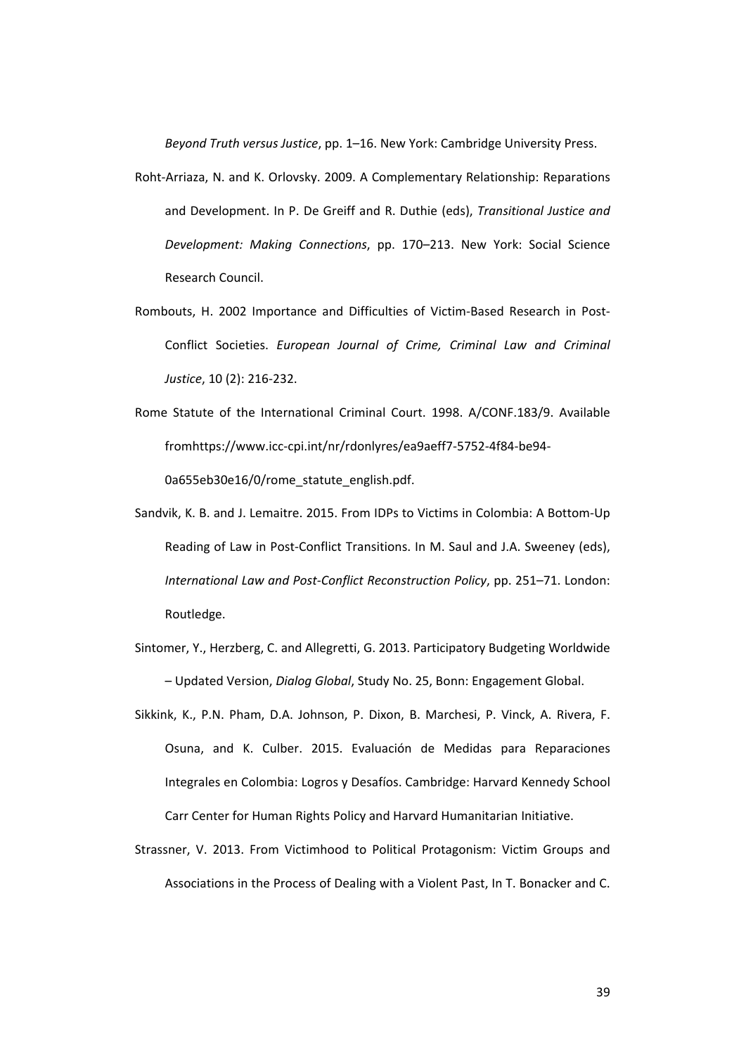*Beyond Truth versus Justice*, pp. 1–16. New York: Cambridge University Press.

Roht-Arriaza, N. and K. Orlovsky. 2009. A Complementary Relationship: Reparations and Development. In P. De Greiff and R. Duthie (eds), *Transitional Justice and Development: Making Connections*, pp. 170–213. New York: Social Science Research Council.

Rombouts, H. 2002 Importance and Difficulties of Victim-Based Research in Post-Conflict Societies. *European Journal of Crime, Criminal Law and Criminal Justice*, 10 (2): 216-232.

Rome Statute of the International Criminal Court. 1998. A/CONF.183/9. Available fromhttps://www.icc-cpi.int/nr/rdonlyres/ea9aeff7-5752-4f84-be94-0a655eb30e16/0/rome_statute_english.pdf.

Sandvik, K. B. and J. Lemaitre. 2015. From IDPs to Victims in Colombia: A Bottom-Up Reading of Law in Post-Conflict Transitions. In M. Saul and J.A. Sweeney (eds), *International Law and Post-Conflict Reconstruction Policy*, pp. 251–71. London: Routledge.

Sintomer, Y., Herzberg, C. and Allegretti, G. 2013. Participatory Budgeting Worldwide – Updated Version, *Dialog Global*, Study No. 25, Bonn: Engagement Global.

Sikkink, K., P.N. Pham, D.A. Johnson, P. Dixon, B. Marchesi, P. Vinck, A. Rivera, F. Osuna, and K. Culber. 2015. Evaluación de Medidas para Reparaciones Integrales en Colombia: Logros y Desafíos. Cambridge: Harvard Kennedy School Carr Center for Human Rights Policy and Harvard Humanitarian Initiative.

Strassner, V. 2013. From Victimhood to Political Protagonism: Victim Groups and Associations in the Process of Dealing with a Violent Past, In T. Bonacker and C.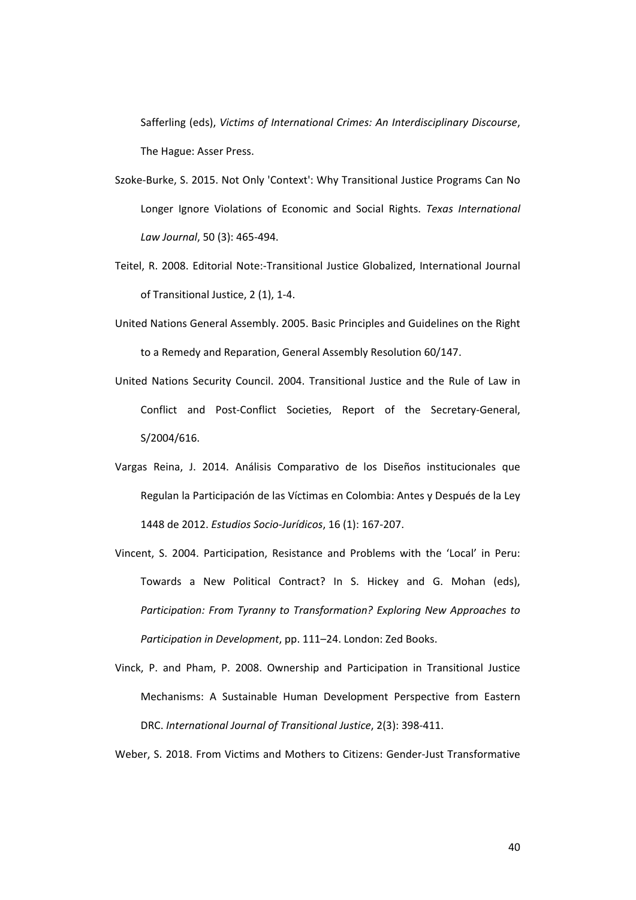Safferling (eds), *Victims of International Crimes: An Interdisciplinary Discourse*, The Hague: Asser Press.

Szoke-Burke, S. 2015. Not Only 'Context': Why Transitional Justice Programs Can No Longer Ignore Violations of Economic and Social Rights. *Texas International Law Journal*, 50 (3): 465-494.

Teitel, R. 2008. Editorial Note:-Transitional Justice Globalized, International Journal of Transitional Justice, 2 (1), 1-4.

United Nations General Assembly. 2005. Basic Principles and Guidelines on the Right to a Remedy and Reparation, General Assembly Resolution 60/147.

United Nations Security Council. 2004. Transitional Justice and the Rule of Law in Conflict and Post-Conflict Societies, Report of the Secretary-General, S/2004/616.

Vargas Reina, J. 2014. Análisis Comparativo de los Diseños institucionales que Regulan la Participación de las Víctimas en Colombia: Antes y Después de la Ley 1448 de 2012. *Estudios Socio-Jurídicos*, 16 (1): 167-207.

Vincent, S. 2004. Participation, Resistance and Problems with the 'Local' in Peru: Towards a New Political Contract? In S. Hickey and G. Mohan (eds), *Participation: From Tyranny to Transformation? Exploring New Approaches to Participation in Development*, pp. 111–24. London: Zed Books.

Vinck, P. and Pham, P. 2008. Ownership and Participation in Transitional Justice Mechanisms: A Sustainable Human Development Perspective from Eastern DRC. *International Journal of Transitional Justice*, 2(3): 398-411.

Weber, S. 2018. From Victims and Mothers to Citizens: Gender-Just Transformative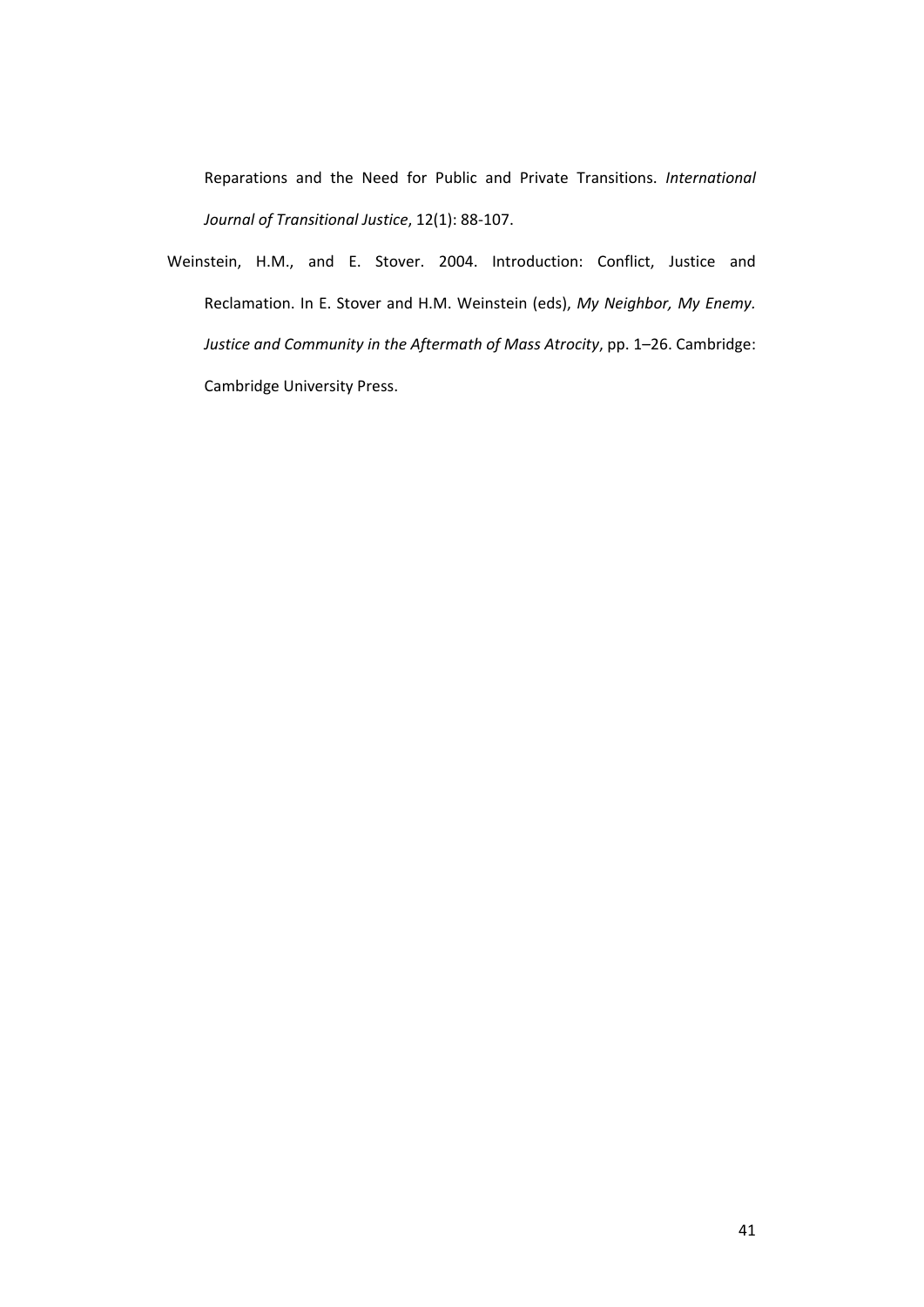Reparations and the Need for Public and Private Transitions. *International Journal of Transitional Justice*, 12(1): 88-107.

Weinstein, H.M., and E. Stover. 2004. Introduction: Conflict, Justice and Reclamation. In E. Stover and H.M. Weinstein (eds), *My Neighbor, My Enemy. Justice and Community in the Aftermath of Mass Atrocity*, pp. 1–26. Cambridge: Cambridge University Press.